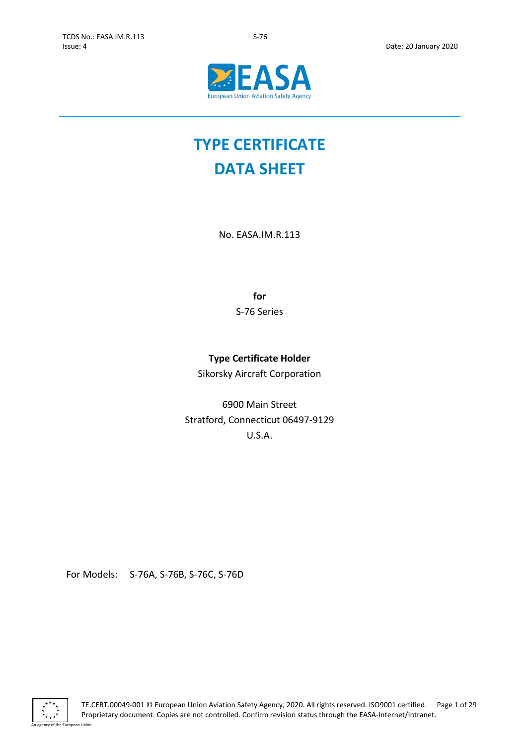# TYPE CERTIFICATE DATA SHEET

No. EASA.IM.R.113

**for**

S-76 Series

**Type Certificate Holder**

Sikorsky Aircraft Corporation

6900 Main Street
Stratford, Connecticut 06497-9129
U.S.A.

For Models: S-76A, S-76B, S-76C, S-76D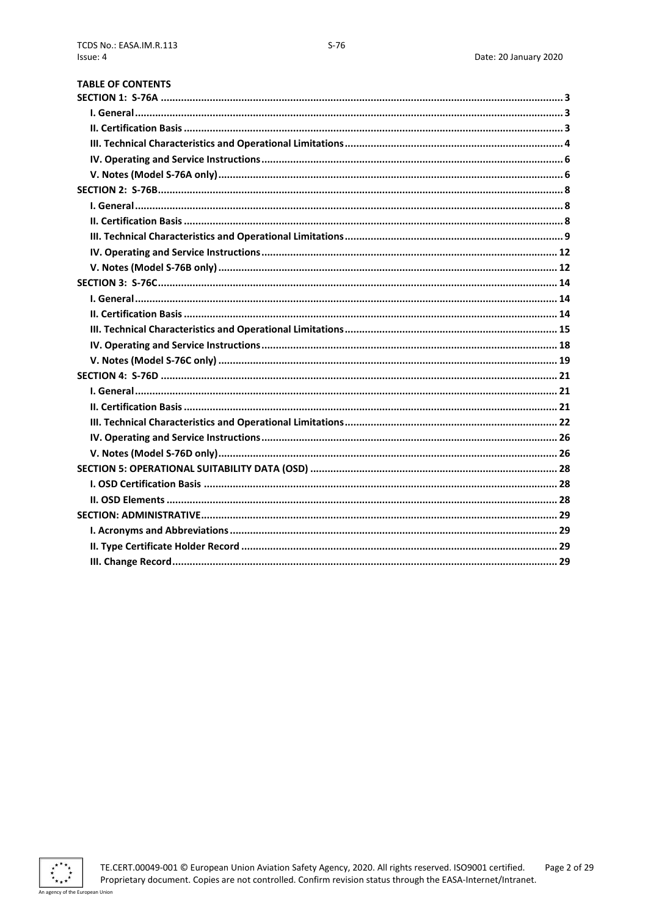**TABLE OF CONTENTS**

**SECTION 1: S-76A** ..... 3
- **I. General** ..... 3
- **II. Certification Basis** ..... 3
- **III. Technical Characteristics and Operational Limitations** ..... 4
- **IV. Operating and Service Instructions** ..... 6
- **V. Notes (Model S-76A only)** ..... 6

**SECTION 2: S-76B** ..... 8
- **I. General** ..... 8
- **II. Certification Basis** ..... 8
- **III. Technical Characteristics and Operational Limitations** ..... 9
- **IV. Operating and Service Instructions** ..... 12
- **V. Notes (Model S-76B only)** ..... 12

**SECTION 3: S-76C** ..... 14
- **I. General** ..... 14
- **II. Certification Basis** ..... 14
- **III. Technical Characteristics and Operational Limitations** ..... 15
- **IV. Operating and Service Instructions** ..... 18
- **V. Notes (Model S-76C only)** ..... 19

**SECTION 4: S-76D** ..... 21
- **I. General** ..... 21
- **II. Certification Basis** ..... 21
- **III. Technical Characteristics and Operational Limitations** ..... 22
- **IV. Operating and Service Instructions** ..... 26
- **V. Notes (Model S-76D only)** ..... 26

**SECTION 5: OPERATIONAL SUITABILITY DATA (OSD)** ..... 28
- **I. OSD Certification Basis** ..... 28
- **II. OSD Elements** ..... 28

**SECTION: ADMINISTRATIVE** ..... 29
- **I. Acronyms and Abbreviations** ..... 29
- **II. Type Certificate Holder Record** ..... 29
- **III. Change Record** ..... 29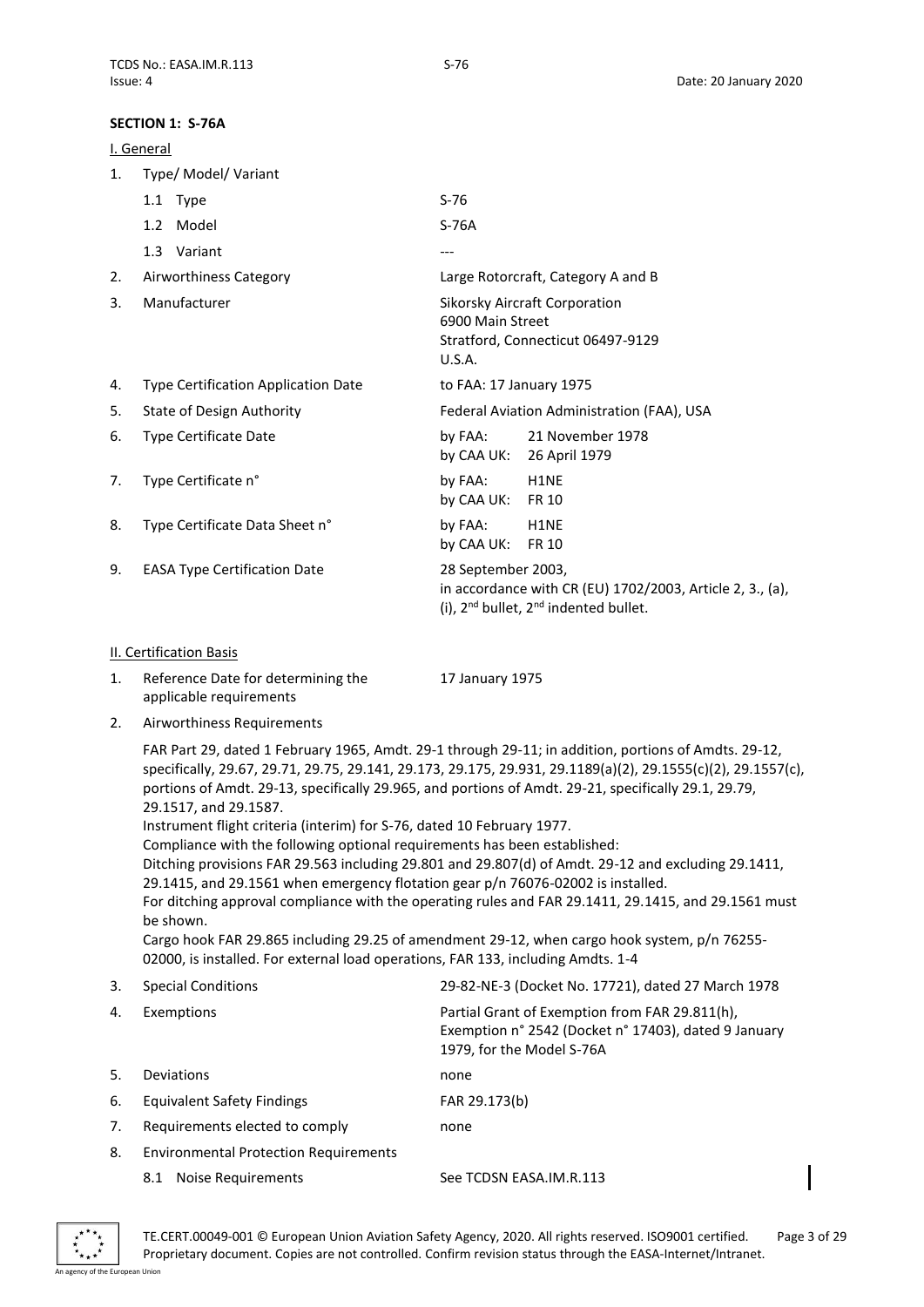## SECTION 1: S-76A

### I. General

1. Type/ Model/ Variant
   - 1.1 Type: S-76
   - 1.2 Model: S-76A
   - 1.3 Variant: ---
2. Airworthiness Category: Large Rotorcraft, Category A and B
3. Manufacturer: Sikorsky Aircraft Corporation
   6900 Main Street
   Stratford, Connecticut 06497-9129
   U.S.A.
4. Type Certification Application Date: to FAA: 17 January 1975
5. State of Design Authority: Federal Aviation Administration (FAA), USA
6. Type Certificate Date: by FAA: 21 November 1978
   by CAA UK: 26 April 1979
7. Type Certificate n°: by FAA: H1NE
   by CAA UK: FR 10
8. Type Certificate Data Sheet n°: by FAA: H1NE
   by CAA UK: FR 10
9. EASA Type Certification Date: 28 September 2003,
   in accordance with CR (EU) 1702/2003, Article 2, 3., (a), (i), 2nd bullet, 2nd indented bullet.

### II. Certification Basis

1. Reference Date for determining the applicable requirements: 17 January 1975
2. Airworthiness Requirements

   FAR Part 29, dated 1 February 1965, Amdt. 29-1 through 29-11; in addition, portions of Amdts. 29-12, specifically, 29.67, 29.71, 29.75, 29.141, 29.173, 29.175, 29.931, 29.1189(a)(2), 29.1555(c)(2), 29.1557(c), portions of Amdt. 29-13, specifically 29.965, and portions of Amdt. 29-21, specifically 29.1, 29.79, 29.1517, and 29.1587.
   Instrument flight criteria (interim) for S-76, dated 10 February 1977.
   Compliance with the following optional requirements has been established:
   Ditching provisions FAR 29.563 including 29.801 and 29.807(d) of Amdt. 29-12 and excluding 29.1411, 29.1415, and 29.1561 when emergency flotation gear p/n 76076-02002 is installed.
   For ditching approval compliance with the operating rules and FAR 29.1411, 29.1415, and 29.1561 must be shown.
   Cargo hook FAR 29.865 including 29.25 of amendment 29-12, when cargo hook system, p/n 76255-02000, is installed. For external load operations, FAR 133, including Amdts. 1-4
3. Special Conditions: 29-82-NE-3 (Docket No. 17721), dated 27 March 1978
4. Exemptions: Partial Grant of Exemption from FAR 29.811(h), Exemption n° 2542 (Docket n° 17403), dated 9 January 1979, for the Model S-76A
5. Deviations: none
6. Equivalent Safety Findings: FAR 29.173(b)
7. Requirements elected to comply: none
8. Environmental Protection Requirements
   - 8.1 Noise Requirements: See TCDSN EASA.IM.R.113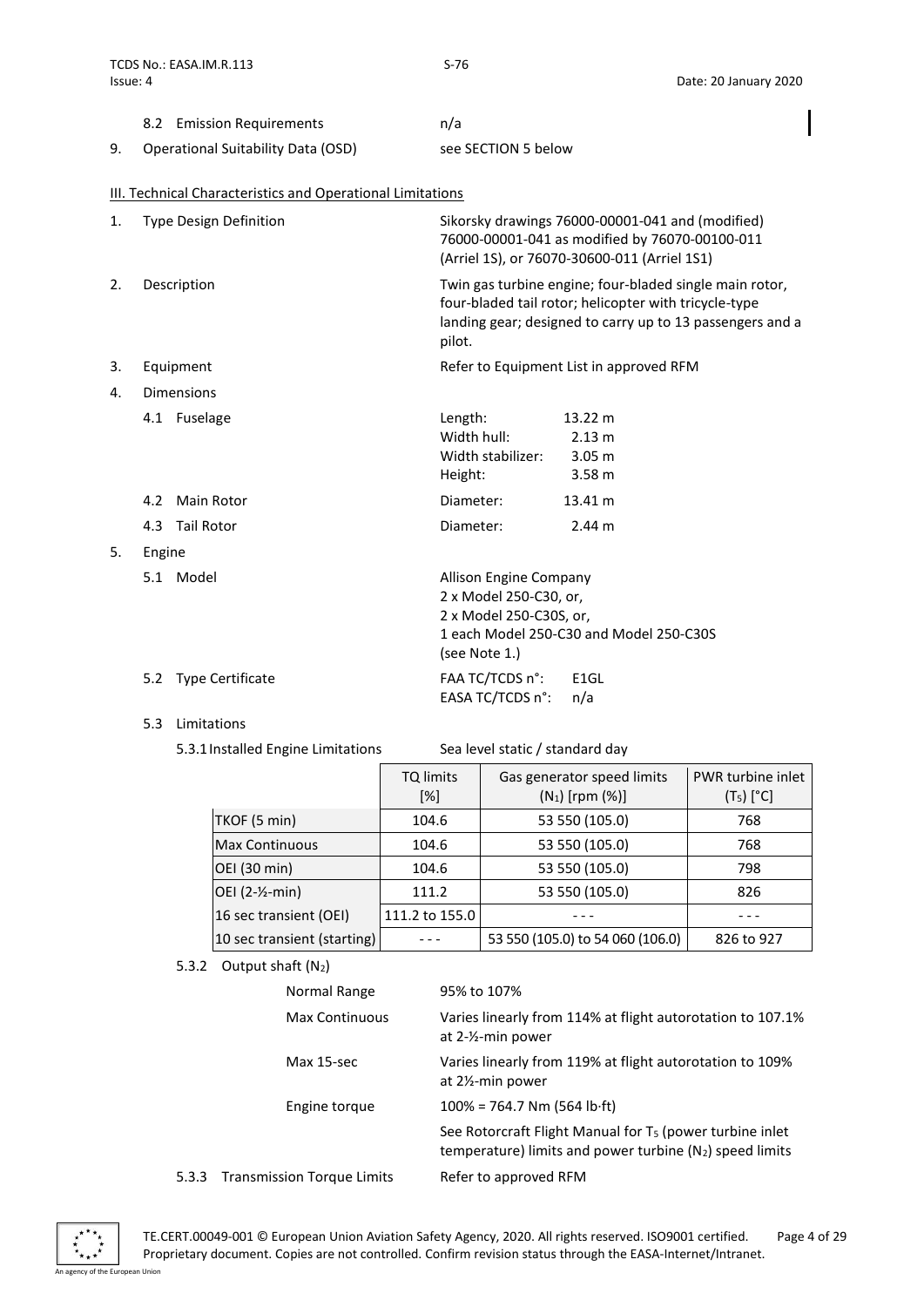8.2 Emission Requirements — n/a

9. Operational Suitability Data (OSD) — see SECTION 5 below

## III. Technical Characteristics and Operational Limitations

1. **Type Design Definition** — Sikorsky drawings 76000-00001-041 and (modified) 76000-00001-041 as modified by 76070-00100-011 (Arriel 1S), or 76070-30600-011 (Arriel 1S1)

2. **Description** — Twin gas turbine engine; four-bladed single main rotor, four-bladed tail rotor; helicopter with tricycle-type landing gear; designed to carry up to 13 passengers and a pilot.

3. **Equipment** — Refer to Equipment List in approved RFM

4. **Dimensions**

   4.1 Fuselage
   - Length: 13.22 m
   - Width hull: 2.13 m
   - Width stabilizer: 3.05 m
   - Height: 3.58 m

   4.2 Main Rotor
   - Diameter: 13.41 m

   4.3 Tail Rotor
   - Diameter: 2.44 m

5. **Engine**

   5.1 Model — Allison Engine Company
   2 x Model 250-C30, or,
   2 x Model 250-C30S, or,
   1 each Model 250-C30 and Model 250-C30S
   (see Note 1.)

   5.2 Type Certificate
   - FAA TC/TCDS n°: E1GL
   - EASA TC/TCDS n°: n/a

   5.3 Limitations

   5.3.1 Installed Engine Limitations — Sea level static / standard day

| | TQ limits [%] | Gas generator speed limits ($N_1$) [rpm (%)] | PWR turbine inlet ($T_5$) [°C] |
|---|---|---|---|
| TKOF (5 min) | 104.6 | 53 550 (105.0) | 768 |
| Max Continuous | 104.6 | 53 550 (105.0) | 768 |
| OEI (30 min) | 104.6 | 53 550 (105.0) | 798 |
| OEI (2-½-min) | 111.2 | 53 550 (105.0) | 826 |
| 16 sec transient (OEI) | 111.2 to 155.0 | - - - | - - - |
| 10 sec transient (starting) | - - - | 53 550 (105.0) to 54 060 (106.0) | 826 to 927 |

   5.3.2 Output shaft ($N_2$)
   - Normal Range: 95% to 107%
   - Max Continuous: Varies linearly from 114% at flight autorotation to 107.1% at 2-½-min power
   - Max 15-sec: Varies linearly from 119% at flight autorotation to 109% at 2½-min power
   - Engine torque: 100% = 764.7 Nm (564 lb·ft)

   See Rotorcraft Flight Manual for $T_5$ (power turbine inlet temperature) limits and power turbine ($N_2$) speed limits

   5.3.3 Transmission Torque Limits — Refer to approved RFM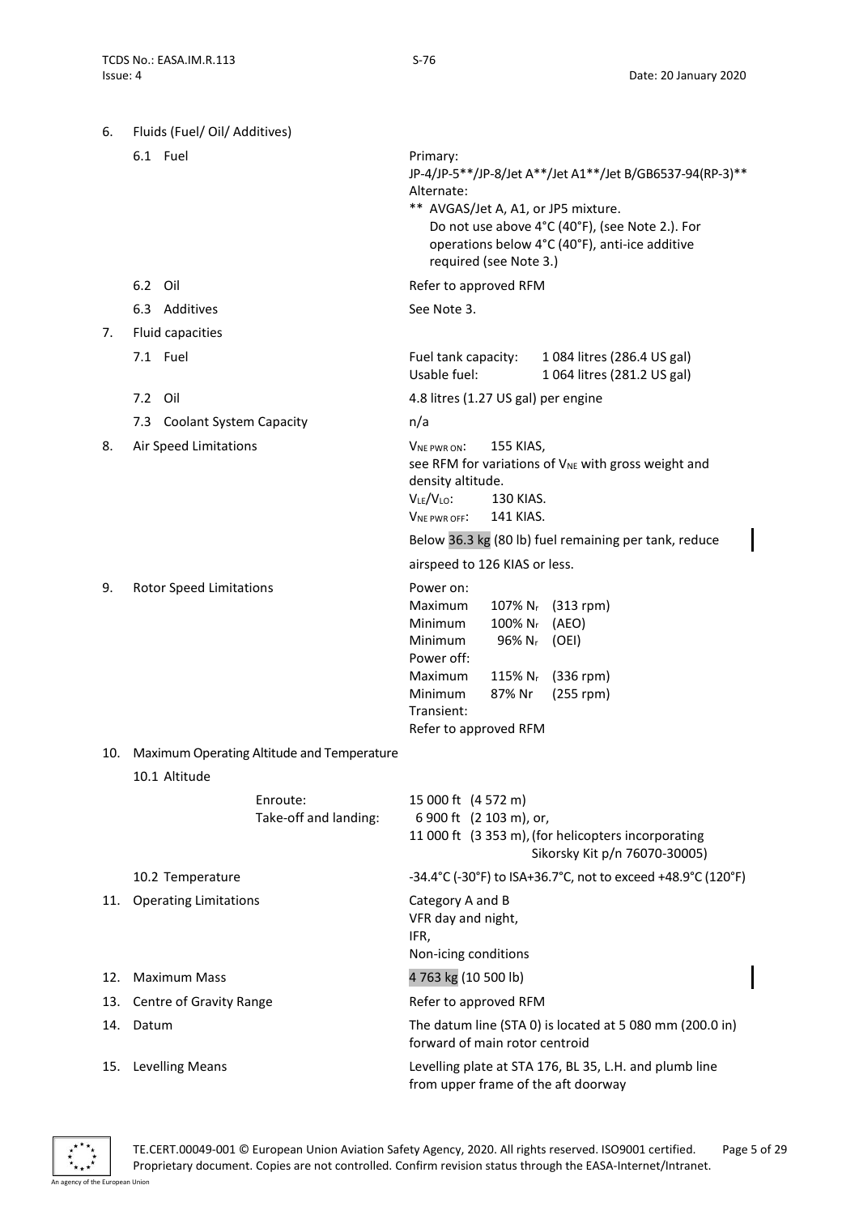6. Fluids (Fuel/ Oil/ Additives)

| | |
|---|---|
| 6.1 Fuel | Primary:<br>JP-4/JP-5\*\*/JP-8/Jet A\*\*/Jet A1\*\*/Jet B/GB6537-94(RP-3)\*\*<br>Alternate:<br>\*\* AVGAS/Jet A, A1, or JP5 mixture.<br>Do not use above 4°C (40°F), (see Note 2.). For operations below 4°C (40°F), anti-ice additive required (see Note 3.) |
| 6.2 Oil | Refer to approved RFM |
| 6.3 Additives | See Note 3. |

7. Fluid capacities

| | |
|---|---|
| 7.1 Fuel | Fuel tank capacity: 1 084 litres (286.4 US gal)<br>Usable fuel: 1 064 litres (281.2 US gal) |
| 7.2 Oil | 4.8 litres (1.27 US gal) per engine |
| 7.3 Coolant System Capacity | n/a |

| | |
|---|---|
| 8. Air Speed Limitations | $V_{NE\ PWR\ ON}$: 155 KIAS,<br>see RFM for variations of $V_{NE}$ with gross weight and density altitude.<br>$V_{LE}/V_{LO}$: 130 KIAS.<br>$V_{NE\ PWR\ OFF}$: 141 KIAS.<br>Below 36.3 kg (80 lb) fuel remaining per tank, reduce airspeed to 126 KIAS or less. |
| 9. Rotor Speed Limitations | Power on:<br>Maximum 107% $N_r$ (313 rpm)<br>Minimum 100% $N_r$ (AEO)<br>Minimum 96% $N_r$ (OEI)<br>Power off:<br>Maximum 115% $N_r$ (336 rpm)<br>Minimum 87% Nr (255 rpm)<br>Transient:<br>Refer to approved RFM |

10. Maximum Operating Altitude and Temperature

| | |
|---|---|
| 10.1 Altitude<br>Enroute:<br>Take-off and landing: | <br>15 000 ft (4 572 m)<br>6 900 ft (2 103 m), or,<br>11 000 ft (3 353 m), (for helicopters incorporating Sikorsky Kit p/n 76070-30005) |
| 10.2 Temperature | -34.4°C (-30°F) to ISA+36.7°C, not to exceed +48.9°C (120°F) |

| | |
|---|---|
| 11. Operating Limitations | Category A and B<br>VFR day and night,<br>IFR,<br>Non-icing conditions |
| 12. Maximum Mass | 4 763 kg (10 500 lb) |
| 13. Centre of Gravity Range | Refer to approved RFM |
| 14. Datum | The datum line (STA 0) is located at 5 080 mm (200.0 in) forward of main rotor centroid |
| 15. Levelling Means | Levelling plate at STA 176, BL 35, L.H. and plumb line from upper frame of the aft doorway |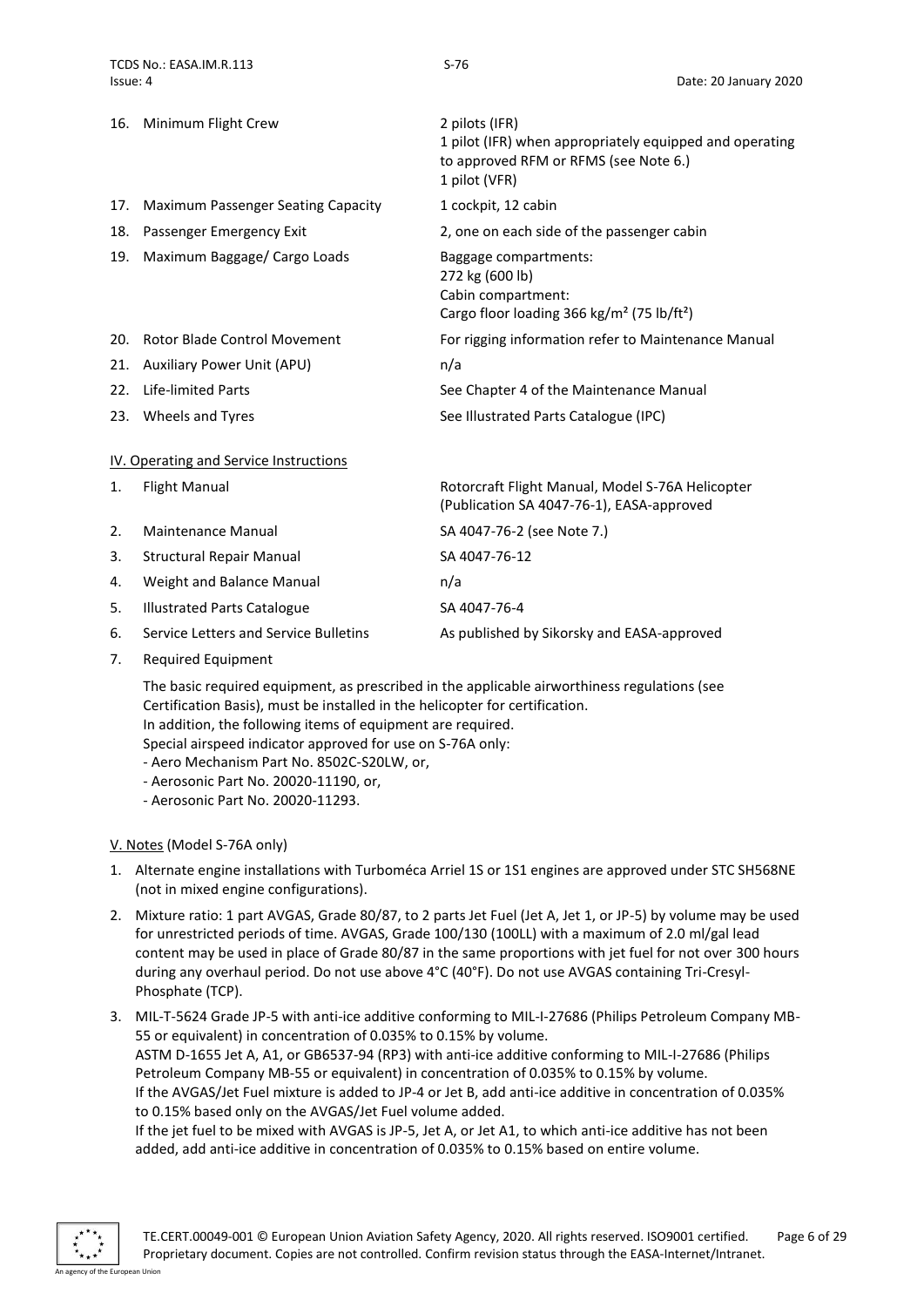| | | |
|---|---|---|
| 16. | Minimum Flight Crew | 2 pilots (IFR)<br>1 pilot (IFR) when appropriately equipped and operating to approved RFM or RFMS (see Note 6.)<br>1 pilot (VFR) |
| 17. | Maximum Passenger Seating Capacity | 1 cockpit, 12 cabin |
| 18. | Passenger Emergency Exit | 2, one on each side of the passenger cabin |
| 19. | Maximum Baggage/ Cargo Loads | Baggage compartments:<br>272 kg (600 lb)<br>Cabin compartment:<br>Cargo floor loading 366 kg/m² (75 lb/ft²) |
| 20. | Rotor Blade Control Movement | For rigging information refer to Maintenance Manual |
| 21. | Auxiliary Power Unit (APU) | n/a |
| 22. | Life-limited Parts | See Chapter 4 of the Maintenance Manual |
| 23. | Wheels and Tyres | See Illustrated Parts Catalogue (IPC) |

## IV. Operating and Service Instructions

| | | |
|---|---|---|
| 1. | Flight Manual | Rotorcraft Flight Manual, Model S-76A Helicopter (Publication SA 4047-76-1), EASA-approved |
| 2. | Maintenance Manual | SA 4047-76-2 (see Note 7.) |
| 3. | Structural Repair Manual | SA 4047-76-12 |
| 4. | Weight and Balance Manual | n/a |
| 5. | Illustrated Parts Catalogue | SA 4047-76-4 |
| 6. | Service Letters and Service Bulletins | As published by Sikorsky and EASA-approved |

7. Required Equipment

   The basic required equipment, as prescribed in the applicable airworthiness regulations (see Certification Basis), must be installed in the helicopter for certification.
   In addition, the following items of equipment are required.
   Special airspeed indicator approved for use on S-76A only:
   - Aero Mechanism Part No. 8502C-S20LW, or,
   - Aerosonic Part No. 20020-11190, or,
   - Aerosonic Part No. 20020-11293.

## V. Notes (Model S-76A only)

1. Alternate engine installations with Turboméca Arriel 1S or 1S1 engines are approved under STC SH568NE (not in mixed engine configurations).
2. Mixture ratio: 1 part AVGAS, Grade 80/87, to 2 parts Jet Fuel (Jet A, Jet 1, or JP-5) by volume may be used for unrestricted periods of time. AVGAS, Grade 100/130 (100LL) with a maximum of 2.0 ml/gal lead content may be used in place of Grade 80/87 in the same proportions with jet fuel for not over 300 hours during any overhaul period. Do not use above 4°C (40°F). Do not use AVGAS containing Tri-Cresyl-Phosphate (TCP).
3. MIL-T-5624 Grade JP-5 with anti-ice additive conforming to MIL-I-27686 (Philips Petroleum Company MB-55 or equivalent) in concentration of 0.035% to 0.15% by volume.
   ASTM D-1655 Jet A, A1, or GB6537-94 (RP3) with anti-ice additive conforming to MIL-I-27686 (Philips Petroleum Company MB-55 or equivalent) in concentration of 0.035% to 0.15% by volume.
   If the AVGAS/Jet Fuel mixture is added to JP-4 or Jet B, add anti-ice additive in concentration of 0.035% to 0.15% based only on the AVGAS/Jet Fuel volume added.
   If the jet fuel to be mixed with AVGAS is JP-5, Jet A, or Jet A1, to which anti-ice additive has not been added, add anti-ice additive in concentration of 0.035% to 0.15% based on entire volume.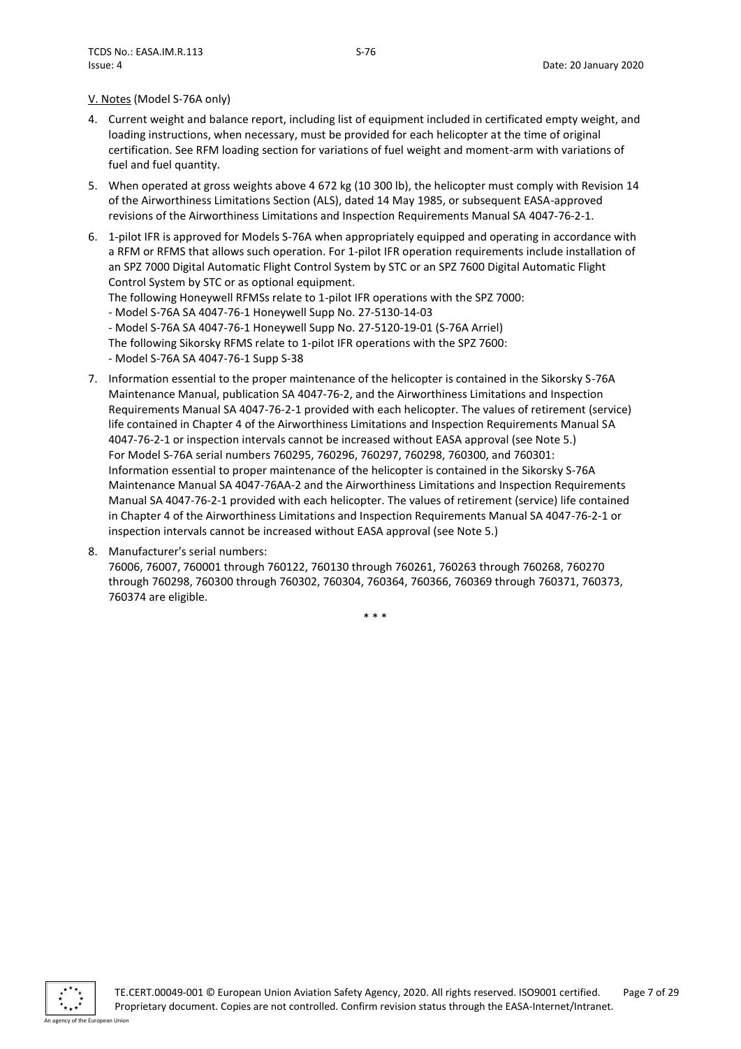V. Notes (Model S-76A only)

4. Current weight and balance report, including list of equipment included in certificated empty weight, and loading instructions, when necessary, must be provided for each helicopter at the time of original certification. See RFM loading section for variations of fuel weight and moment-arm with variations of fuel and fuel quantity.

5. When operated at gross weights above 4 672 kg (10 300 lb), the helicopter must comply with Revision 14 of the Airworthiness Limitations Section (ALS), dated 14 May 1985, or subsequent EASA-approved revisions of the Airworthiness Limitations and Inspection Requirements Manual SA 4047-76-2-1.

6. 1-pilot IFR is approved for Models S-76A when appropriately equipped and operating in accordance with a RFM or RFMS that allows such operation. For 1-pilot IFR operation requirements include installation of an SPZ 7000 Digital Automatic Flight Control System by STC or an SPZ 7600 Digital Automatic Flight Control System by STC or as optional equipment.
   The following Honeywell RFMSs relate to 1-pilot IFR operations with the SPZ 7000:
   - Model S-76A SA 4047-76-1 Honeywell Supp No. 27-5130-14-03
   - Model S-76A SA 4047-76-1 Honeywell Supp No. 27-5120-19-01 (S-76A Arriel)
   The following Sikorsky RFMS relate to 1-pilot IFR operations with the SPZ 7600:
   - Model S-76A SA 4047-76-1 Supp S-38

7. Information essential to the proper maintenance of the helicopter is contained in the Sikorsky S-76A Maintenance Manual, publication SA 4047-76-2, and the Airworthiness Limitations and Inspection Requirements Manual SA 4047-76-2-1 provided with each helicopter. The values of retirement (service) life contained in Chapter 4 of the Airworthiness Limitations and Inspection Requirements Manual SA 4047-76-2-1 or inspection intervals cannot be increased without EASA approval (see Note 5.)
   For Model S-76A serial numbers 760295, 760296, 760297, 760298, 760300, and 760301:
   Information essential to proper maintenance of the helicopter is contained in the Sikorsky S-76A Maintenance Manual SA 4047-76AA-2 and the Airworthiness Limitations and Inspection Requirements Manual SA 4047-76-2-1 provided with each helicopter. The values of retirement (service) life contained in Chapter 4 of the Airworthiness Limitations and Inspection Requirements Manual SA 4047-76-2-1 or inspection intervals cannot be increased without EASA approval (see Note 5.)

8. Manufacturer's serial numbers:
   76006, 76007, 760001 through 760122, 760130 through 760261, 760263 through 760268, 760270 through 760298, 760300 through 760302, 760304, 760364, 760366, 760369 through 760371, 760373, 760374 are eligible.

\* \* \*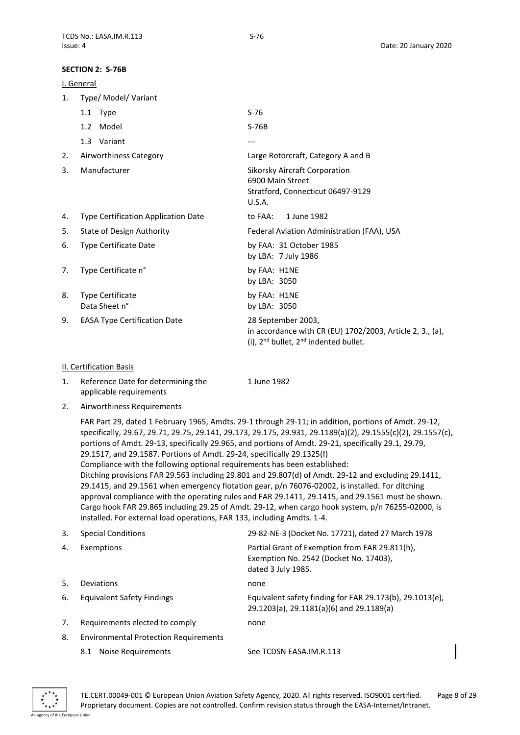## SECTION 2: S-76B

### I. General

| | | |
|---|---|---|
| 1. | Type/ Model/ Variant | |
| | 1.1 Type | S-76 |
| | 1.2 Model | S-76B |
| | 1.3 Variant | --- |
| 2. | Airworthiness Category | Large Rotorcraft, Category A and B |
| 3. | Manufacturer | Sikorsky Aircraft Corporation<br>6900 Main Street<br>Stratford, Connecticut 06497-9129<br>U.S.A. |
| 4. | Type Certification Application Date | to FAA: 1 June 1982 |
| 5. | State of Design Authority | Federal Aviation Administration (FAA), USA |
| 6. | Type Certificate Date | by FAA: 31 October 1985<br>by LBA: 7 July 1986 |
| 7. | Type Certificate n° | by FAA: H1NE<br>by LBA: 3050 |
| 8. | Type Certificate Data Sheet n° | by FAA: H1NE<br>by LBA: 3050 |
| 9. | EASA Type Certification Date | 28 September 2003,<br>in accordance with CR (EU) 1702/2003, Article 2, 3., (a), (i), 2nd bullet, 2nd indented bullet. |

### II. Certification Basis

1. Reference Date for determining the applicable requirements — 1 June 1982

2. Airworthiness Requirements

   FAR Part 29, dated 1 February 1965, Amdts. 29-1 through 29-11; in addition, portions of Amdt. 29-12, specifically, 29.67, 29.71, 29.75, 29.141, 29.173, 29.175, 29.931, 29.1189(a)(2), 29.1555(c)(2), 29.1557(c), portions of Amdt. 29-13, specifically 29.965, and portions of Amdt. 29-21, specifically 29.1, 29.79, 29.1517, and 29.1587. Portions of Amdt. 29-24, specifically 29.1325(f)
   Compliance with the following optional requirements has been established:
   Ditching provisions FAR 29.563 including 29.801 and 29.807(d) of Amdt. 29-12 and excluding 29.1411, 29.1415, and 29.1561 when emergency flotation gear, p/n 76076-02002, is installed. For ditching approval compliance with the operating rules and FAR 29.1411, 29.1415, and 29.1561 must be shown.
   Cargo hook FAR 29.865 including 29.25 of Amdt. 29-12, when cargo hook system, p/n 76255-02000, is installed. For external load operations, FAR 133, including Amdts. 1-4.

| | | |
|---|---|---|
| 3. | Special Conditions | 29-82-NE-3 (Docket No. 17721), dated 27 March 1978 |
| 4. | Exemptions | Partial Grant of Exemption from FAR 29.811(h), Exemption No. 2542 (Docket No. 17403), dated 3 July 1985. |
| 5. | Deviations | none |
| 6. | Equivalent Safety Findings | Equivalent safety finding for FAR 29.173(b), 29.1013(e), 29.1203(a), 29.1181(a)(6) and 29.1189(a) |
| 7. | Requirements elected to comply | none |
| 8. | Environmental Protection Requirements | |
| | 8.1 Noise Requirements | See TCDSN EASA.IM.R.113 |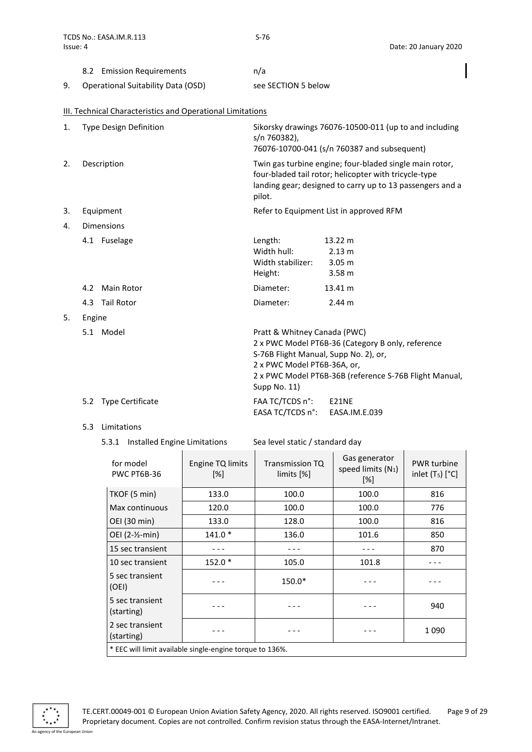8.2 Emission Requirements — n/a

9. Operational Suitability Data (OSD) — see SECTION 5 below

## III. Technical Characteristics and Operational Limitations

1. Type Design Definition — Sikorsky drawings 76076-10500-011 (up to and including s/n 760382), 76076-10700-041 (s/n 760387 and subsequent)

2. Description — Twin gas turbine engine; four-bladed single main rotor, four-bladed tail rotor; helicopter with tricycle-type landing gear; designed to carry up to 13 passengers and a pilot.

3. Equipment — Refer to Equipment List in approved RFM

4. Dimensions

   4.1 Fuselage
   - Length: 13.22 m
   - Width hull: 2.13 m
   - Width stabilizer: 3.05 m
   - Height: 3.58 m

   4.2 Main Rotor — Diameter: 13.41 m

   4.3 Tail Rotor — Diameter: 2.44 m

5. Engine

   5.1 Model — Pratt & Whitney Canada (PWC)
   2 x PWC Model PT6B-36 (Category B only, reference S-76B Flight Manual, Supp No. 2), or,
   2 x PWC Model PT6B-36A, or,
   2 x PWC Model PT6B-36B (reference S-76B Flight Manual, Supp No. 11)

   5.2 Type Certificate
   - FAA TC/TCDS n°: E21NE
   - EASA TC/TCDS n°: EASA.IM.E.039

   5.3 Limitations

   5.3.1 Installed Engine Limitations — Sea level static / standard day

| for model PWC PT6B-36 | Engine TQ limits [%] | Transmission TQ limits [%] | Gas generator speed limits ($N_1$) [%] | PWR turbine inlet ($T_5$) [°C] |
|---|---|---|---|---|
| TKOF (5 min) | 133.0 | 100.0 | 100.0 | 816 |
| Max continuous | 120.0 | 100.0 | 100.0 | 776 |
| OEI (30 min) | 133.0 | 128.0 | 100.0 | 816 |
| OEI (2-½-min) | 141.0 * | 136.0 | 101.6 | 850 |
| 15 sec transient | - - - | - - - | - - - | 870 |
| 10 sec transient | 152.0 * | 105.0 | 101.8 | - - - |
| 5 sec transient (OEI) | - - - | 150.0* | - - - | - - - |
| 5 sec transient (starting) | - - - | - - - | - - - | 940 |
| 2 sec transient (starting) | - - - | - - - | - - - | 1 090 |

\* EEC will limit available single-engine torque to 136%.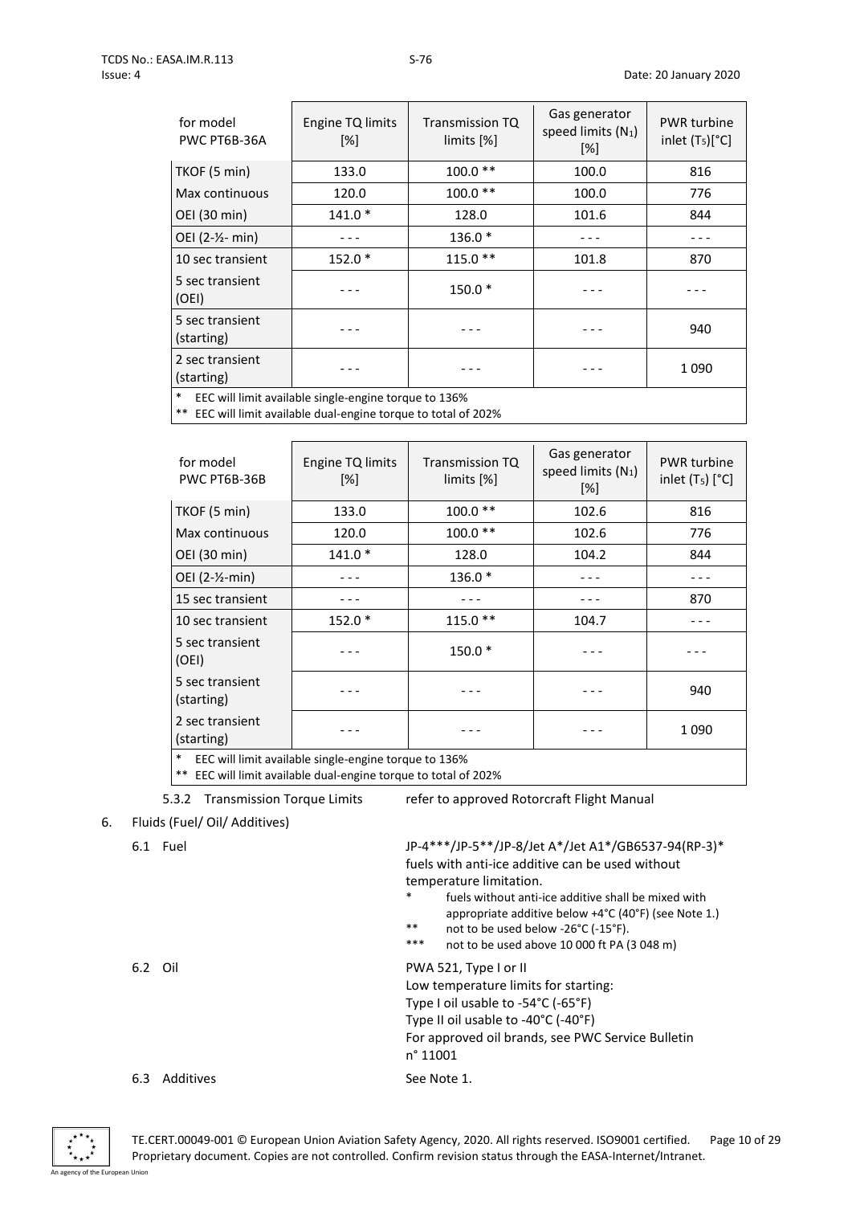| for model PWC PT6B-36A | Engine TQ limits [%] | Transmission TQ limits [%] | Gas generator speed limits ($N_1$) [%] | PWR turbine inlet ($T_5$)[°C] |
|---|---|---|---|---|
| TKOF (5 min) | 133.0 | 100.0 ** | 100.0 | 816 |
| Max continuous | 120.0 | 100.0 ** | 100.0 | 776 |
| OEI (30 min) | 141.0 * | 128.0 | 101.6 | 844 |
| OEI (2-½- min) | - - - | 136.0 * | - - - | - - - |
| 10 sec transient | 152.0 * | 115.0 ** | 101.8 | 870 |
| 5 sec transient (OEI) | - - - | 150.0 * | - - - | - - - |
| 5 sec transient (starting) | - - - | - - - | - - - | 940 |
| 2 sec transient (starting) | - - - | - - - | - - - | 1 090 |

\* EEC will limit available single-engine torque to 136%
** EEC will limit available dual-engine torque to total of 202%

| for model PWC PT6B-36B | Engine TQ limits [%] | Transmission TQ limits [%] | Gas generator speed limits ($N_1$) [%] | PWR turbine inlet ($T_5$) [°C] |
|---|---|---|---|---|
| TKOF (5 min) | 133.0 | 100.0 ** | 102.6 | 816 |
| Max continuous | 120.0 | 100.0 ** | 102.6 | 776 |
| OEI (30 min) | 141.0 * | 128.0 | 104.2 | 844 |
| OEI (2-½-min) | - - - | 136.0 * | - - - | - - - |
| 15 sec transient | - - - | - - - | - - - | 870 |
| 10 sec transient | 152.0 * | 115.0 ** | 104.7 | - - - |
| 5 sec transient (OEI) | - - - | 150.0 * | - - - | - - - |
| 5 sec transient (starting) | - - - | - - - | - - - | 940 |
| 2 sec transient (starting) | - - - | - - - | - - - | 1 090 |

\* EEC will limit available single-engine torque to 136%
** EEC will limit available dual-engine torque to total of 202%

5.3.2 Transmission Torque Limits — refer to approved Rotorcraft Flight Manual

6. Fluids (Fuel/ Oil/ Additives)

6.1 Fuel

JP-4***/JP-5**/JP-8/Jet A*/Jet A1*/GB6537-94(RP-3)*
fuels with anti-ice additive can be used without temperature limitation.

- \* fuels without anti-ice additive shall be mixed with appropriate additive below +4°C (40°F) (see Note 1.)
- ** not to be used below -26°C (-15°F).
- *** not to be used above 10 000 ft PA (3 048 m)

6.2 Oil

PWA 521, Type I or II
Low temperature limits for starting:
Type I oil usable to -54°C (-65°F)
Type II oil usable to -40°C (-40°F)
For approved oil brands, see PWC Service Bulletin n° 11001

6.3 Additives

See Note 1.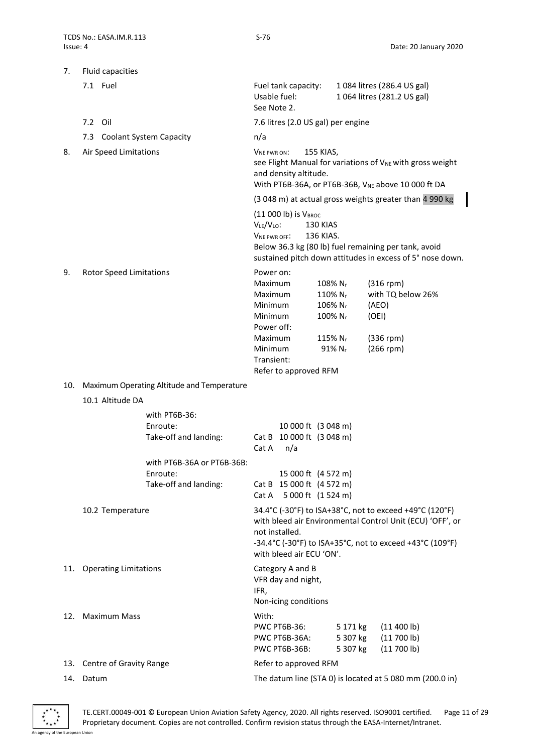7. Fluid capacities

| | |
|---|---|
| 7.1 Fuel | Fuel tank capacity: 1 084 litres (286.4 US gal)<br>Usable fuel: 1 064 litres (281.2 US gal)<br>See Note 2. |
| 7.2 Oil | 7.6 litres (2.0 US gal) per engine |
| 7.3 Coolant System Capacity | n/a |

8. Air Speed Limitations

$V_{NE\ PWR\ ON}$: 155 KIAS,
see Flight Manual for variations of $V_{NE}$ with gross weight and density altitude.
With PT6B-36A, or PT6B-36B, $V_{NE}$ above 10 000 ft DA (3 048 m) at actual gross weights greater than 4 990 kg (11 000 lb) is $V_{BROC}$

$V_{LE}/V_{LO}$: 130 KIAS
$V_{NE\ PWR\ OFF}$: 136 KIAS.
Below 36.3 kg (80 lb) fuel remaining per tank, avoid sustained pitch down attitudes in excess of 5° nose down.

9. Rotor Speed Limitations

| | | |
|---|---|---|
| Power on: | | |
| Maximum | 108% $N_r$ | (316 rpm) |
| Maximum | 110% $N_r$ | with TQ below 26% |
| Minimum | 106% $N_r$ | (AEO) |
| Minimum | 100% $N_r$ | (OEI) |
| Power off: | | |
| Maximum | 115% $N_r$ | (336 rpm) |
| Minimum | 91% $N_r$ | (266 rpm) |
| Transient: | | |

Refer to approved RFM

10. Maximum Operating Altitude and Temperature

10.1 Altitude DA

| | |
|---|---|
| with PT6B-36: | |
| Enroute: | 10 000 ft (3 048 m) |
| Take-off and landing: | Cat B 10 000 ft (3 048 m)<br>Cat A n/a |
| with PT6B-36A or PT6B-36B: | |
| Enroute: | 15 000 ft (4 572 m) |
| Take-off and landing: | Cat B 15 000 ft (4 572 m)<br>Cat A 5 000 ft (1 524 m) |

10.2 Temperature

34.4°C (-30°F) to ISA+38°C, not to exceed +49°C (120°F) with bleed air Environmental Control Unit (ECU) 'OFF', or not installed.
-34.4°C (-30°F) to ISA+35°C, not to exceed +43°C (109°F) with bleed air ECU 'ON'.

11. Operating Limitations

Category A and B
VFR day and night,
IFR,
Non-icing conditions

12. Maximum Mass

With:

| | | |
|---|---|---|
| PWC PT6B-36: | 5 171 kg | (11 400 lb) |
| PWC PT6B-36A: | 5 307 kg | (11 700 lb) |
| PWC PT6B-36B: | 5 307 kg | (11 700 lb) |

13. Centre of Gravity Range

Refer to approved RFM

14. Datum

The datum line (STA 0) is located at 5 080 mm (200.0 in)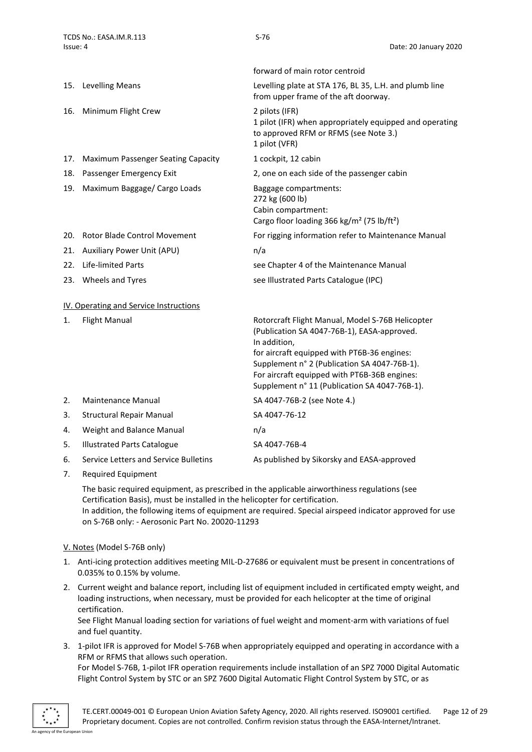| | | |
|---|---|---|
| | | forward of main rotor centroid |
| 15. | Levelling Means | Levelling plate at STA 176, BL 35, L.H. and plumb line from upper frame of the aft doorway. |
| 16. | Minimum Flight Crew | 2 pilots (IFR)<br>1 pilot (IFR) when appropriately equipped and operating to approved RFM or RFMS (see Note 3.)<br>1 pilot (VFR) |
| 17. | Maximum Passenger Seating Capacity | 1 cockpit, 12 cabin |
| 18. | Passenger Emergency Exit | 2, one on each side of the passenger cabin |
| 19. | Maximum Baggage/ Cargo Loads | Baggage compartments:<br>272 kg (600 lb)<br>Cabin compartment:<br>Cargo floor loading 366 kg/m² (75 lb/ft²) |
| 20. | Rotor Blade Control Movement | For rigging information refer to Maintenance Manual |
| 21. | Auxiliary Power Unit (APU) | n/a |
| 22. | Life-limited Parts | see Chapter 4 of the Maintenance Manual |
| 23. | Wheels and Tyres | see Illustrated Parts Catalogue (IPC) |

## IV. Operating and Service Instructions

| | | |
|---|---|---|
| 1. | Flight Manual | Rotorcraft Flight Manual, Model S-76B Helicopter (Publication SA 4047-76B-1), EASA-approved.<br>In addition,<br>for aircraft equipped with PT6B-36 engines: Supplement n° 2 (Publication SA 4047-76B-1).<br>For aircraft equipped with PT6B-36B engines: Supplement n° 11 (Publication SA 4047-76B-1). |
| 2. | Maintenance Manual | SA 4047-76B-2 (see Note 4.) |
| 3. | Structural Repair Manual | SA 4047-76-12 |
| 4. | Weight and Balance Manual | n/a |
| 5. | Illustrated Parts Catalogue | SA 4047-76B-4 |
| 6. | Service Letters and Service Bulletins | As published by Sikorsky and EASA-approved |

7. Required Equipment

The basic required equipment, as prescribed in the applicable airworthiness regulations (see Certification Basis), must be installed in the helicopter for certification.
In addition, the following items of equipment are required. Special airspeed indicator approved for use on S-76B only: - Aerosonic Part No. 20020-11293

## V. Notes (Model S-76B only)

1. Anti-icing protection additives meeting MIL-D-27686 or equivalent must be present in concentrations of 0.035% to 0.15% by volume.
2. Current weight and balance report, including list of equipment included in certificated empty weight, and loading instructions, when necessary, must be provided for each helicopter at the time of original certification.
   See Flight Manual loading section for variations of fuel weight and moment-arm with variations of fuel and fuel quantity.
3. 1-pilot IFR is approved for Model S-76B when appropriately equipped and operating in accordance with a RFM or RFMS that allows such operation.
   For Model S-76B, 1-pilot IFR operation requirements include installation of an SPZ 7000 Digital Automatic Flight Control System by STC or an SPZ 7600 Digital Automatic Flight Control System by STC, or as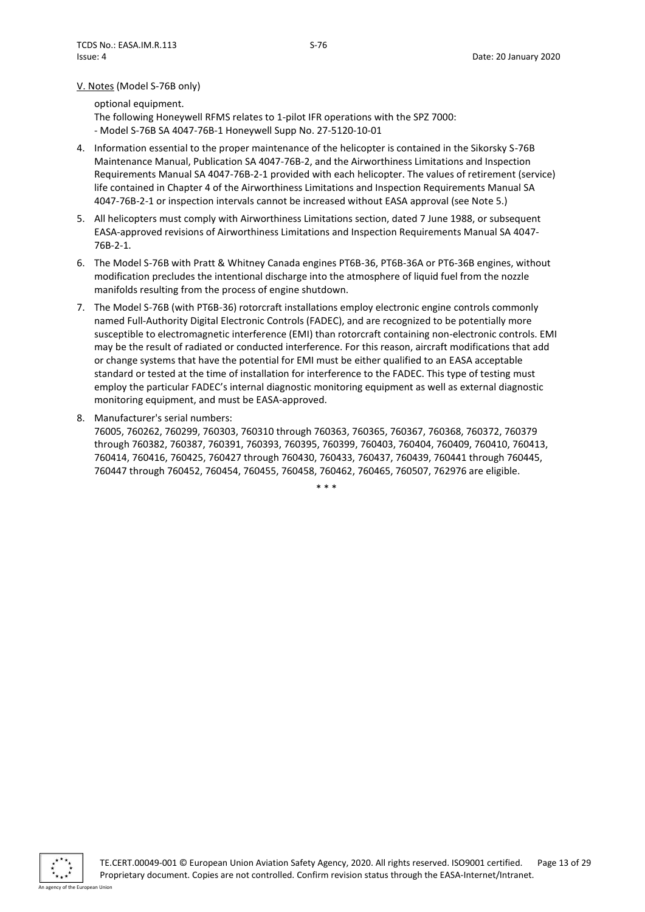V. Notes (Model S-76B only)

optional equipment.

The following Honeywell RFMS relates to 1-pilot IFR operations with the SPZ 7000:

- Model S-76B SA 4047-76B-1 Honeywell Supp No. 27-5120-10-01

4. Information essential to the proper maintenance of the helicopter is contained in the Sikorsky S-76B Maintenance Manual, Publication SA 4047-76B-2, and the Airworthiness Limitations and Inspection Requirements Manual SA 4047-76B-2-1 provided with each helicopter. The values of retirement (service) life contained in Chapter 4 of the Airworthiness Limitations and Inspection Requirements Manual SA 4047-76B-2-1 or inspection intervals cannot be increased without EASA approval (see Note 5.)
5. All helicopters must comply with Airworthiness Limitations section, dated 7 June 1988, or subsequent EASA-approved revisions of Airworthiness Limitations and Inspection Requirements Manual SA 4047-76B-2-1.
6. The Model S-76B with Pratt & Whitney Canada engines PT6B-36, PT6B-36A or PT6-36B engines, without modification precludes the intentional discharge into the atmosphere of liquid fuel from the nozzle manifolds resulting from the process of engine shutdown.
7. The Model S-76B (with PT6B-36) rotorcraft installations employ electronic engine controls commonly named Full-Authority Digital Electronic Controls (FADEC), and are recognized to be potentially more susceptible to electromagnetic interference (EMI) than rotorcraft containing non-electronic controls. EMI may be the result of radiated or conducted interference. For this reason, aircraft modifications that add or change systems that have the potential for EMI must be either qualified to an EASA acceptable standard or tested at the time of installation for interference to the FADEC. This type of testing must employ the particular FADEC's internal diagnostic monitoring equipment as well as external diagnostic monitoring equipment, and must be EASA-approved.
8. Manufacturer's serial numbers:
   76005, 760262, 760299, 760303, 760310 through 760363, 760365, 760367, 760368, 760372, 760379 through 760382, 760387, 760391, 760393, 760395, 760399, 760403, 760404, 760409, 760410, 760413, 760414, 760416, 760425, 760427 through 760430, 760433, 760437, 760439, 760441 through 760445, 760447 through 760452, 760454, 760455, 760458, 760462, 760465, 760507, 762976 are eligible.

\* \* \*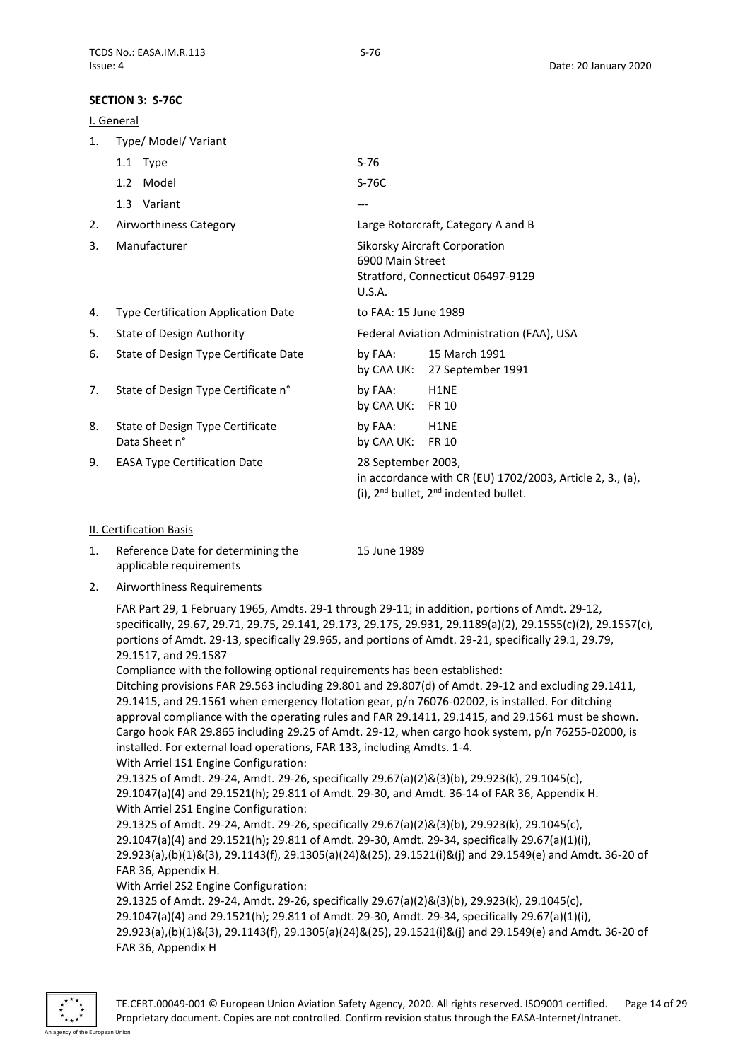## SECTION 3: S-76C

### I. General

1. Type/ Model/ Variant
   - 1.1 Type — S-76
   - 1.2 Model — S-76C
   - 1.3 Variant — ---
2. Airworthiness Category — Large Rotorcraft, Category A and B
3. Manufacturer — Sikorsky Aircraft Corporation, 6900 Main Street, Stratford, Connecticut 06497-9129, U.S.A.
4. Type Certification Application Date — to FAA: 15 June 1989
5. State of Design Authority — Federal Aviation Administration (FAA), USA
6. State of Design Type Certificate Date — by FAA: 15 March 1991; by CAA UK: 27 September 1991
7. State of Design Type Certificate n° — by FAA: H1NE; by CAA UK: FR 10
8. State of Design Type Certificate Data Sheet n° — by FAA: H1NE; by CAA UK: FR 10
9. EASA Type Certification Date — 28 September 2003, in accordance with CR (EU) 1702/2003, Article 2, 3., (a), (i), 2nd bullet, 2nd indented bullet.

### II. Certification Basis

1. Reference Date for determining the applicable requirements — 15 June 1989
2. Airworthiness Requirements

   FAR Part 29, 1 February 1965, Amdts. 29-1 through 29-11; in addition, portions of Amdt. 29-12, specifically, 29.67, 29.71, 29.75, 29.141, 29.173, 29.175, 29.931, 29.1189(a)(2), 29.1555(c)(2), 29.1557(c), portions of Amdt. 29-13, specifically 29.965, and portions of Amdt. 29-21, specifically 29.1, 29.79, 29.1517, and 29.1587

   Compliance with the following optional requirements has been established:

   Ditching provisions FAR 29.563 including 29.801 and 29.807(d) of Amdt. 29-12 and excluding 29.1411, 29.1415, and 29.1561 when emergency flotation gear, p/n 76076-02002, is installed. For ditching approval compliance with the operating rules and FAR 29.1411, 29.1415, and 29.1561 must be shown.

   Cargo hook FAR 29.865 including 29.25 of Amdt. 29-12, when cargo hook system, p/n 76255-02000, is installed. For external load operations, FAR 133, including Amdts. 1-4.

   With Arriel 1S1 Engine Configuration:

   29.1325 of Amdt. 29-24, Amdt. 29-26, specifically 29.67(a)(2)&(3)(b), 29.923(k), 29.1045(c), 29.1047(a)(4) and 29.1521(h); 29.811 of Amdt. 29-30, and Amdt. 36-14 of FAR 36, Appendix H.

   With Arriel 2S1 Engine Configuration:

   29.1325 of Amdt. 29-24, Amdt. 29-26, specifically 29.67(a)(2)&(3)(b), 29.923(k), 29.1045(c), 29.1047(a)(4) and 29.1521(h); 29.811 of Amdt. 29-30, Amdt. 29-34, specifically 29.67(a)(1)(i), 29.923(a),(b)(1)&(3), 29.1143(f), 29.1305(a)(24)&(25), 29.1521(i)&(j) and 29.1549(e) and Amdt. 36-20 of FAR 36, Appendix H.

   With Arriel 2S2 Engine Configuration:

   29.1325 of Amdt. 29-24, Amdt. 29-26, specifically 29.67(a)(2)&(3)(b), 29.923(k), 29.1045(c), 29.1047(a)(4) and 29.1521(h); 29.811 of Amdt. 29-30, Amdt. 29-34, specifically 29.67(a)(1)(i), 29.923(a),(b)(1)&(3), 29.1143(f), 29.1305(a)(24)&(25), 29.1521(i)&(j) and 29.1549(e) and Amdt. 36-20 of FAR 36, Appendix H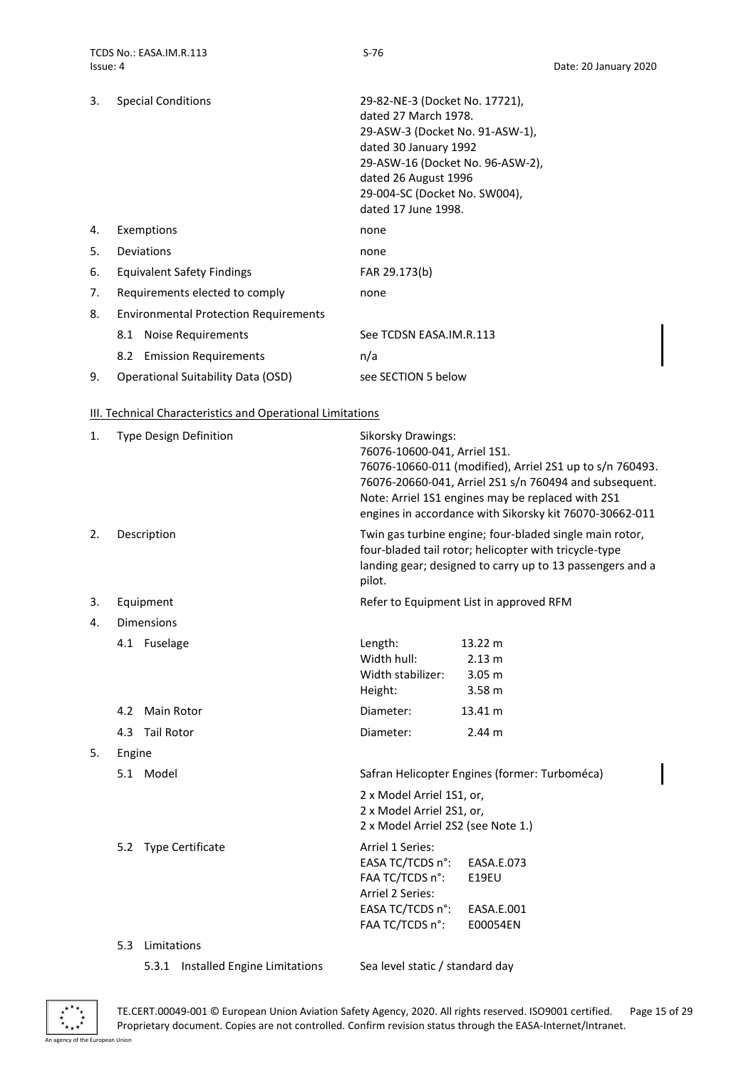| | | |
|---|---|---|
| 3. | Special Conditions | 29-82-NE-3 (Docket No. 17721), dated 27 March 1978.<br>29-ASW-3 (Docket No. 91-ASW-1), dated 30 January 1992<br>29-ASW-16 (Docket No. 96-ASW-2), dated 26 August 1996<br>29-004-SC (Docket No. SW004), dated 17 June 1998. |
| 4. | Exemptions | none |
| 5. | Deviations | none |
| 6. | Equivalent Safety Findings | FAR 29.173(b) |
| 7. | Requirements elected to comply | none |
| 8. | Environmental Protection Requirements | |
| | 8.1 Noise Requirements | See TCDSN EASA.IM.R.113 |
| | 8.2 Emission Requirements | n/a |
| 9. | Operational Suitability Data (OSD) | see SECTION 5 below |

III. Technical Characteristics and Operational Limitations

| | | |
|---|---|---|
| 1. | Type Design Definition | Sikorsky Drawings:<br>76076-10600-041, Arriel 1S1.<br>76076-10660-011 (modified), Arriel 2S1 up to s/n 760493.<br>76076-20660-041, Arriel 2S1 s/n 760494 and subsequent.<br>Note: Arriel 1S1 engines may be replaced with 2S1 engines in accordance with Sikorsky kit 76070-30662-011 |
| 2. | Description | Twin gas turbine engine; four-bladed single main rotor, four-bladed tail rotor; helicopter with tricycle-type landing gear; designed to carry up to 13 passengers and a pilot. |
| 3. | Equipment | Refer to Equipment List in approved RFM |
| 4. | Dimensions | |

| | | | |
|---|---|---|---|
| 4.1 | Fuselage | Length: | 13.22 m |
| | | Width hull: | 2.13 m |
| | | Width stabilizer: | 3.05 m |
| | | Height: | 3.58 m |
| 4.2 | Main Rotor | Diameter: | 13.41 m |
| 4.3 | Tail Rotor | Diameter: | 2.44 m |

5. Engine

5.1 Model

Safran Helicopter Engines (former: Turboméca)

2 x Model Arriel 1S1, or,
2 x Model Arriel 2S1, or,
2 x Model Arriel 2S2 (see Note 1.)

5.2 Type Certificate

| | |
|---|---|
| Arriel 1 Series: | |
| EASA TC/TCDS n°: | EASA.E.073 |
| FAA TC/TCDS n°: | E19EU |
| Arriel 2 Series: | |
| EASA TC/TCDS n°: | EASA.E.001 |
| FAA TC/TCDS n°: | E00054EN |

5.3 Limitations

5.3.1 Installed Engine Limitations — Sea level static / standard day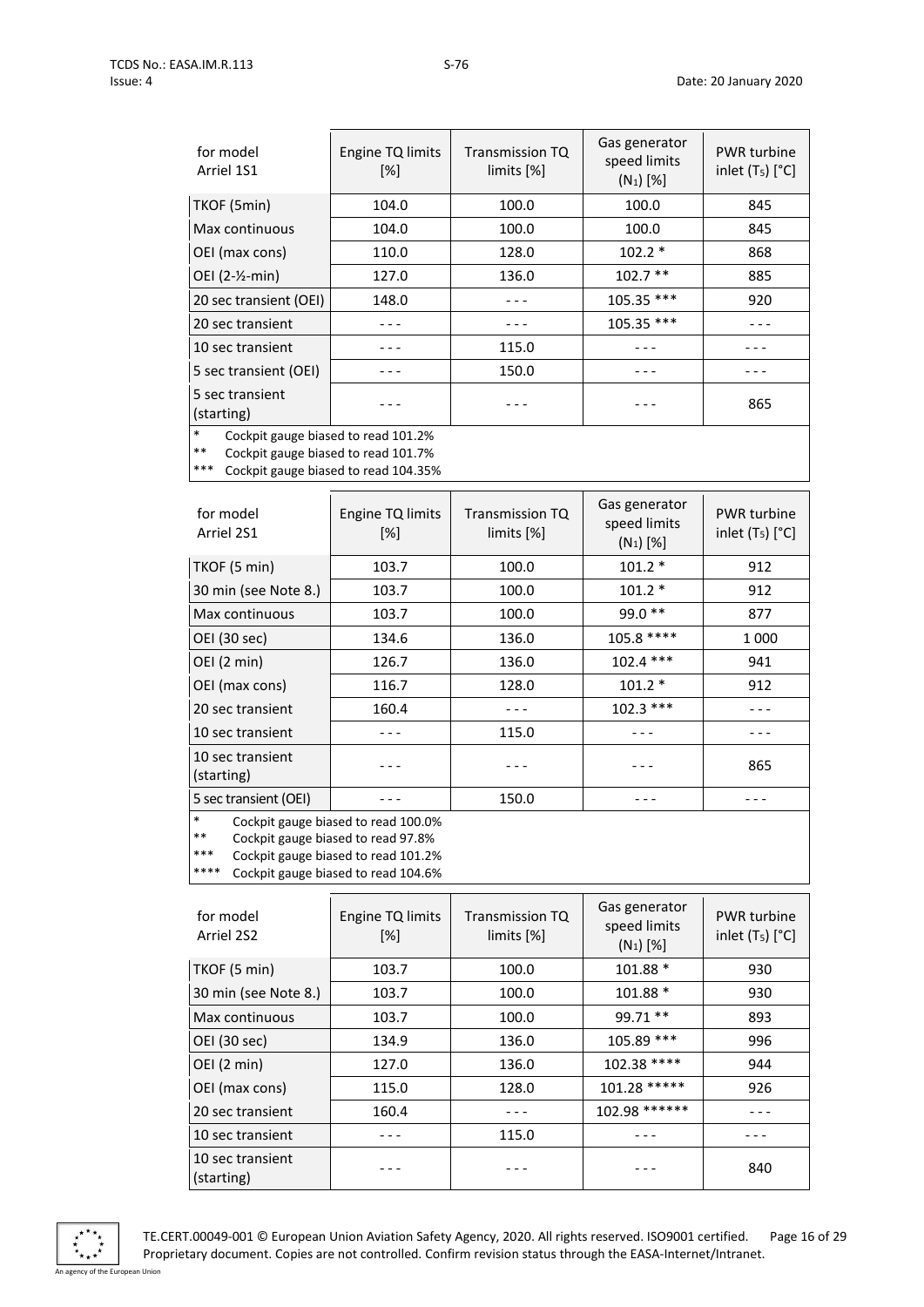| for model Arriel 1S1 | Engine TQ limits [%] | Transmission TQ limits [%] | Gas generator speed limits ($N_1$) [%] | PWR turbine inlet ($T_5$) [°C] |
|---|---|---|---|---|
| TKOF (5min) | 104.0 | 100.0 | 100.0 | 845 |
| Max continuous | 104.0 | 100.0 | 100.0 | 845 |
| OEI (max cons) | 110.0 | 128.0 | 102.2 * | 868 |
| OEI (2-½-min) | 127.0 | 136.0 | 102.7 ** | 885 |
| 20 sec transient (OEI) | 148.0 | - - - | 105.35 *** | 920 |
| 20 sec transient | - - - | - - - | 105.35 *** | - - - |
| 10 sec transient | - - - | 115.0 | - - - | - - - |
| 5 sec transient (OEI) | - - - | 150.0 | - - - | - - - |
| 5 sec transient (starting) | - - - | - - - | - - - | 865 |

\* Cockpit gauge biased to read 101.2%
\** Cockpit gauge biased to read 101.7%
\*** Cockpit gauge biased to read 104.35%

| for model Arriel 2S1 | Engine TQ limits [%] | Transmission TQ limits [%] | Gas generator speed limits ($N_1$) [%] | PWR turbine inlet ($T_5$) [°C] |
|---|---|---|---|---|
| TKOF (5 min) | 103.7 | 100.0 | 101.2 * | 912 |
| 30 min (see Note 8.) | 103.7 | 100.0 | 101.2 * | 912 |
| Max continuous | 103.7 | 100.0 | 99.0 ** | 877 |
| OEI (30 sec) | 134.6 | 136.0 | 105.8 **** | 1 000 |
| OEI (2 min) | 126.7 | 136.0 | 102.4 *** | 941 |
| OEI (max cons) | 116.7 | 128.0 | 101.2 * | 912 |
| 20 sec transient | 160.4 | - - - | 102.3 *** | - - - |
| 10 sec transient | - - - | 115.0 | - - - | - - - |
| 10 sec transient (starting) | - - - | - - - | - - - | 865 |
| 5 sec transient (OEI) | - - - | 150.0 | - - - | - - - |

\* Cockpit gauge biased to read 100.0%
\** Cockpit gauge biased to read 97.8%
\*** Cockpit gauge biased to read 101.2%
\**** Cockpit gauge biased to read 104.6%

| for model Arriel 2S2 | Engine TQ limits [%] | Transmission TQ limits [%] | Gas generator speed limits ($N_1$) [%] | PWR turbine inlet ($T_5$) [°C] |
|---|---|---|---|---|
| TKOF (5 min) | 103.7 | 100.0 | 101.88 * | 930 |
| 30 min (see Note 8.) | 103.7 | 100.0 | 101.88 * | 930 |
| Max continuous | 103.7 | 100.0 | 99.71 ** | 893 |
| OEI (30 sec) | 134.9 | 136.0 | 105.89 *** | 996 |
| OEI (2 min) | 127.0 | 136.0 | 102.38 **** | 944 |
| OEI (max cons) | 115.0 | 128.0 | 101.28 ***** | 926 |
| 20 sec transient | 160.4 | - - - | 102.98 ****** | - - - |
| 10 sec transient | - - - | 115.0 | - - - | - - - |
| 10 sec transient (starting) | - - - | - - - | - - - | 840 |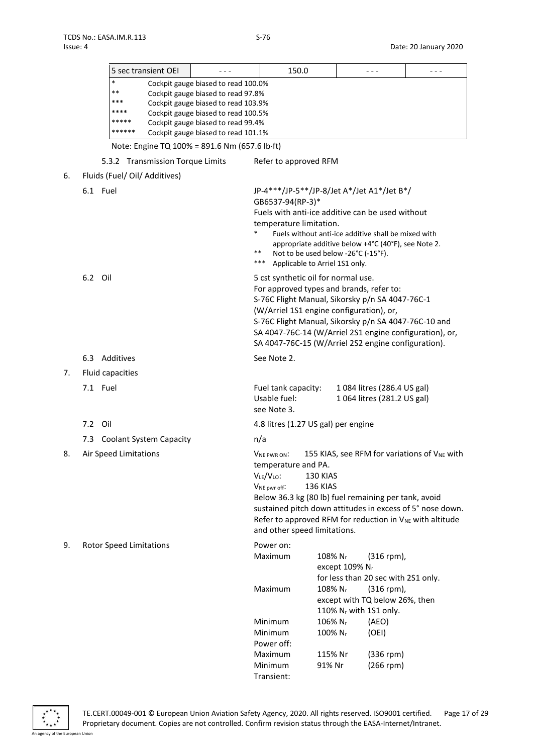| 5 sec transient OEI | - - - | 150.0 | - - - | - - - |
|---|---|---|---|---|

| | |
|---|---|
| * | Cockpit gauge biased to read 100.0% |
| ** | Cockpit gauge biased to read 97.8% |
| *** | Cockpit gauge biased to read 103.9% |
| **** | Cockpit gauge biased to read 100.5% |
| ***** | Cockpit gauge biased to read 99.4% |
| ****** | Cockpit gauge biased to read 101.1% |

Note: Engine TQ 100% = 891.6 Nm (657.6 lb·ft)

5.3.2 Transmission Torque Limits — Refer to approved RFM

6. Fluids (Fuel/ Oil/ Additives)

6.1 Fuel

JP-4***/JP-5**/JP-8/Jet A*/Jet A1*/Jet B*/ GB6537-94(RP-3)*

Fuels with anti-ice additive can be used without temperature limitation.

\* Fuels without anti-ice additive shall be mixed with appropriate additive below +4°C (40°F), see Note 2.

\*\* Not to be used below -26°C (-15°F).

\*\*\* Applicable to Arriel 1S1 only.

6.2 Oil

5 cst synthetic oil for normal use.
For approved types and brands, refer to:
S-76C Flight Manual, Sikorsky p/n SA 4047-76C-1 (W/Arriel 1S1 engine configuration), or,
S-76C Flight Manual, Sikorsky p/n SA 4047-76C-10 and SA 4047-76C-14 (W/Arriel 2S1 engine configuration), or,
SA 4047-76C-15 (W/Arriel 2S2 engine configuration).

6.3 Additives — See Note 2.

7. Fluid capacities

7.1 Fuel

Fuel tank capacity: 1 084 litres (286.4 US gal)
Usable fuel: 1 064 litres (281.2 US gal)
see Note 3.

7.2 Oil — 4.8 litres (1.27 US gal) per engine

7.3 Coolant System Capacity — n/a

8. Air Speed Limitations

$V_{NE\ PWR\ ON}$: 155 KIAS, see RFM for variations of $V_{NE}$ with temperature and PA.
$V_{LE}/V_{LO}$: 130 KIAS
$V_{NE\ pwr\ off}$: 136 KIAS
Below 36.3 kg (80 lb) fuel remaining per tank, avoid sustained pitch down attitudes in excess of 5° nose down.
Refer to approved RFM for reduction in $V_{NE}$ with altitude and other speed limitations.

9. Rotor Speed Limitations

Power on:

| | | |
|---|---|---|
| Maximum | 108% $N_r$ | (316 rpm), except 109% $N_r$ for less than 20 sec with 2S1 only. |
| Maximum | 108% $N_r$ | (316 rpm), except with TQ below 26%, then 110% $N_r$ with 1S1 only. |
| Minimum | 106% $N_r$ | (AEO) |
| Minimum | 100% $N_r$ | (OEI) |

Power off:

| | | |
|---|---|---|
| Maximum | 115% Nr | (336 rpm) |
| Minimum | 91% Nr | (266 rpm) |

Transient: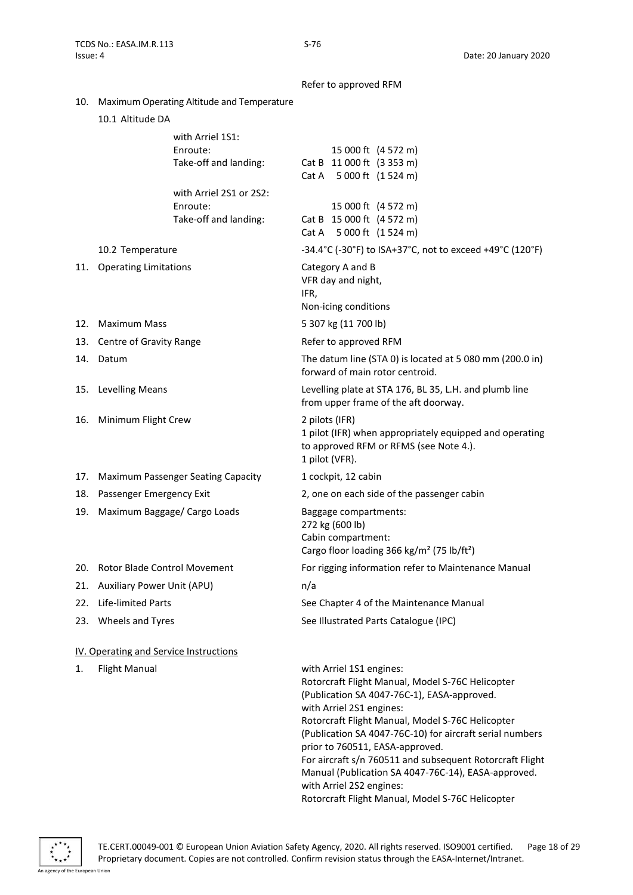Refer to approved RFM

10. Maximum Operating Altitude and Temperature

10.1 Altitude DA

| | | |
|---|---|---|
| with Arriel 1S1: | | |
| Enroute: | | 15 000 ft (4 572 m) |
| Take-off and landing: | Cat B | 11 000 ft (3 353 m) |
| | Cat A | 5 000 ft (1 524 m) |
| with Arriel 2S1 or 2S2: | | |
| Enroute: | | 15 000 ft (4 572 m) |
| Take-off and landing: | Cat B | 15 000 ft (4 572 m) |
| | Cat A | 5 000 ft (1 524 m) |

10.2 Temperature: -34.4°C (-30°F) to ISA+37°C, not to exceed +49°C (120°F)

11. Operating Limitations: Category A and B
VFR day and night,
IFR,
Non-icing conditions

12. Maximum Mass: 5 307 kg (11 700 lb)

13. Centre of Gravity Range: Refer to approved RFM

14. Datum: The datum line (STA 0) is located at 5 080 mm (200.0 in) forward of main rotor centroid.

15. Levelling Means: Levelling plate at STA 176, BL 35, L.H. and plumb line from upper frame of the aft doorway.

16. Minimum Flight Crew: 2 pilots (IFR)
1 pilot (IFR) when appropriately equipped and operating to approved RFM or RFMS (see Note 4.).
1 pilot (VFR).

17. Maximum Passenger Seating Capacity: 1 cockpit, 12 cabin

18. Passenger Emergency Exit: 2, one on each side of the passenger cabin

19. Maximum Baggage/ Cargo Loads: Baggage compartments:
272 kg (600 lb)
Cabin compartment:
Cargo floor loading 366 kg/m² (75 lb/ft²)

20. Rotor Blade Control Movement: For rigging information refer to Maintenance Manual

21. Auxiliary Power Unit (APU): n/a

22. Life-limited Parts: See Chapter 4 of the Maintenance Manual

23. Wheels and Tyres: See Illustrated Parts Catalogue (IPC)

## IV. Operating and Service Instructions

1. Flight Manual: with Arriel 1S1 engines:
Rotorcraft Flight Manual, Model S-76C Helicopter (Publication SA 4047-76C-1), EASA-approved.
with Arriel 2S1 engines:
Rotorcraft Flight Manual, Model S-76C Helicopter (Publication SA 4047-76C-10) for aircraft serial numbers prior to 760511, EASA-approved.
For aircraft s/n 760511 and subsequent Rotorcraft Flight Manual (Publication SA 4047-76C-14), EASA-approved.
with Arriel 2S2 engines:
Rotorcraft Flight Manual, Model S-76C Helicopter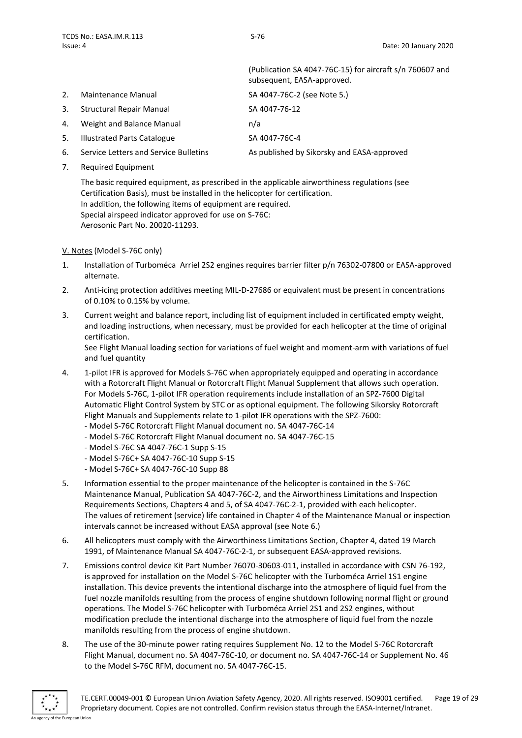(Publication SA 4047-76C-15) for aircraft s/n 760607 and subsequent, EASA-approved.

| | | |
|---|---|---|
| 2. | Maintenance Manual | SA 4047-76C-2 (see Note 5.) |
| 3. | Structural Repair Manual | SA 4047-76-12 |
| 4. | Weight and Balance Manual | n/a |
| 5. | Illustrated Parts Catalogue | SA 4047-76C-4 |
| 6. | Service Letters and Service Bulletins | As published by Sikorsky and EASA-approved |

7. Required Equipment

   The basic required equipment, as prescribed in the applicable airworthiness regulations (see Certification Basis), must be installed in the helicopter for certification.
   In addition, the following items of equipment are required.
   Special airspeed indicator approved for use on S-76C:
   Aerosonic Part No. 20020-11293.

V. Notes (Model S-76C only)

1. Installation of Turboméca Arriel 2S2 engines requires barrier filter p/n 76302-07800 or EASA-approved alternate.

2. Anti-icing protection additives meeting MIL-D-27686 or equivalent must be present in concentrations of 0.10% to 0.15% by volume.

3. Current weight and balance report, including list of equipment included in certificated empty weight, and loading instructions, when necessary, must be provided for each helicopter at the time of original certification.
   See Flight Manual loading section for variations of fuel weight and moment-arm with variations of fuel and fuel quantity

4. 1-pilot IFR is approved for Models S-76C when appropriately equipped and operating in accordance with a Rotorcraft Flight Manual or Rotorcraft Flight Manual Supplement that allows such operation. For Models S-76C, 1-pilot IFR operation requirements include installation of an SPZ-7600 Digital Automatic Flight Control System by STC or as optional equipment. The following Sikorsky Rotorcraft Flight Manuals and Supplements relate to 1-pilot IFR operations with the SPZ-7600:
   - Model S-76C Rotorcraft Flight Manual document no. SA 4047-76C-14
   - Model S-76C Rotorcraft Flight Manual document no. SA 4047-76C-15
   - Model S-76C SA 4047-76C-1 Supp S-15
   - Model S-76C+ SA 4047-76C-10 Supp S-15
   - Model S-76C+ SA 4047-76C-10 Supp 88

5. Information essential to the proper maintenance of the helicopter is contained in the S-76C Maintenance Manual, Publication SA 4047-76C-2, and the Airworthiness Limitations and Inspection Requirements Sections, Chapters 4 and 5, of SA 4047-76C-2-1, provided with each helicopter.
   The values of retirement (service) life contained in Chapter 4 of the Maintenance Manual or inspection intervals cannot be increased without EASA approval (see Note 6.)

6. All helicopters must comply with the Airworthiness Limitations Section, Chapter 4, dated 19 March 1991, of Maintenance Manual SA 4047-76C-2-1, or subsequent EASA-approved revisions.

7. Emissions control device Kit Part Number 76070-30603-011, installed in accordance with CSN 76-192, is approved for installation on the Model S-76C helicopter with the Turboméca Arriel 1S1 engine installation. This device prevents the intentional discharge into the atmosphere of liquid fuel from the fuel nozzle manifolds resulting from the process of engine shutdown following normal flight or ground operations. The Model S-76C helicopter with Turboméca Arriel 2S1 and 2S2 engines, without modification preclude the intentional discharge into the atmosphere of liquid fuel from the nozzle manifolds resulting from the process of engine shutdown.

8. The use of the 30-minute power rating requires Supplement No. 12 to the Model S-76C Rotorcraft Flight Manual, document no. SA 4047-76C-10, or document no. SA 4047-76C-14 or Supplement No. 46 to the Model S-76C RFM, document no. SA 4047-76C-15.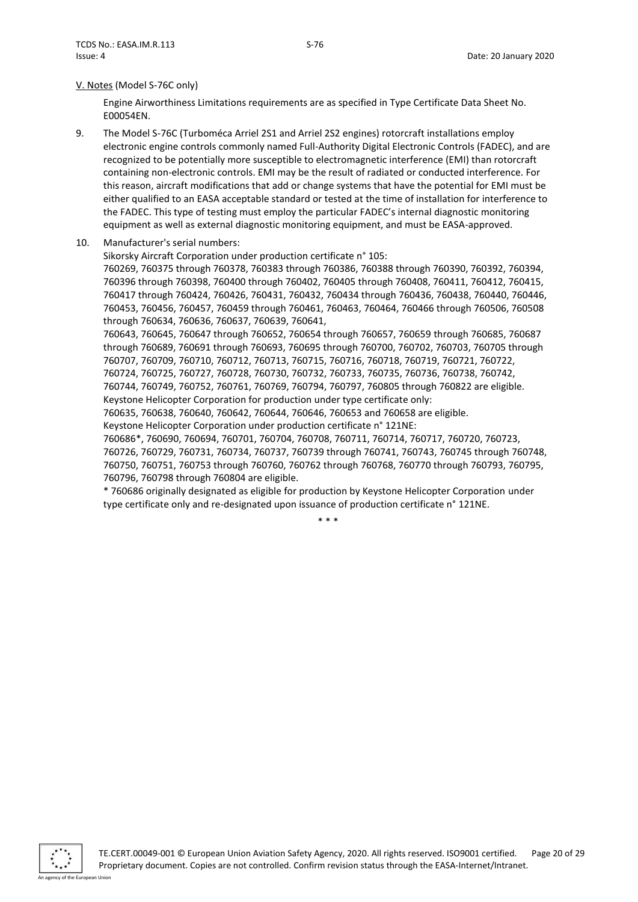V. Notes (Model S-76C only)

Engine Airworthiness Limitations requirements are as specified in Type Certificate Data Sheet No. E00054EN.

9. The Model S-76C (Turboméca Arriel 2S1 and Arriel 2S2 engines) rotorcraft installations employ electronic engine controls commonly named Full-Authority Digital Electronic Controls (FADEC), and are recognized to be potentially more susceptible to electromagnetic interference (EMI) than rotorcraft containing non-electronic controls. EMI may be the result of radiated or conducted interference. For this reason, aircraft modifications that add or change systems that have the potential for EMI must be either qualified to an EASA acceptable standard or tested at the time of installation for interference to the FADEC. This type of testing must employ the particular FADEC's internal diagnostic monitoring equipment as well as external diagnostic monitoring equipment, and must be EASA-approved.

10. Manufacturer's serial numbers:
Sikorsky Aircraft Corporation under production certificate n° 105:
760269, 760375 through 760378, 760383 through 760386, 760388 through 760390, 760392, 760394, 760396 through 760398, 760400 through 760402, 760405 through 760408, 760411, 760412, 760415, 760417 through 760424, 760426, 760431, 760432, 760434 through 760436, 760438, 760440, 760446, 760453, 760456, 760457, 760459 through 760461, 760463, 760464, 760466 through 760506, 760508 through 760634, 760636, 760637, 760639, 760641,
760643, 760645, 760647 through 760652, 760654 through 760657, 760659 through 760685, 760687 through 760689, 760691 through 760693, 760695 through 760700, 760702, 760703, 760705 through 760707, 760709, 760710, 760712, 760713, 760715, 760716, 760718, 760719, 760721, 760722, 760724, 760725, 760727, 760728, 760730, 760732, 760733, 760735, 760736, 760738, 760742, 760744, 760749, 760752, 760761, 760769, 760794, 760797, 760805 through 760822 are eligible.
Keystone Helicopter Corporation for production under type certificate only:
760635, 760638, 760640, 760642, 760644, 760646, 760653 and 760658 are eligible.
Keystone Helicopter Corporation under production certificate n° 121NE:
760686*, 760690, 760694, 760701, 760704, 760708, 760711, 760714, 760717, 760720, 760723, 760726, 760729, 760731, 760734, 760737, 760739 through 760741, 760743, 760745 through 760748, 760750, 760751, 760753 through 760760, 760762 through 760768, 760770 through 760793, 760795, 760796, 760798 through 760804 are eligible.
* 760686 originally designated as eligible for production by Keystone Helicopter Corporation under type certificate only and re-designated upon issuance of production certificate n° 121NE.

\* \* \*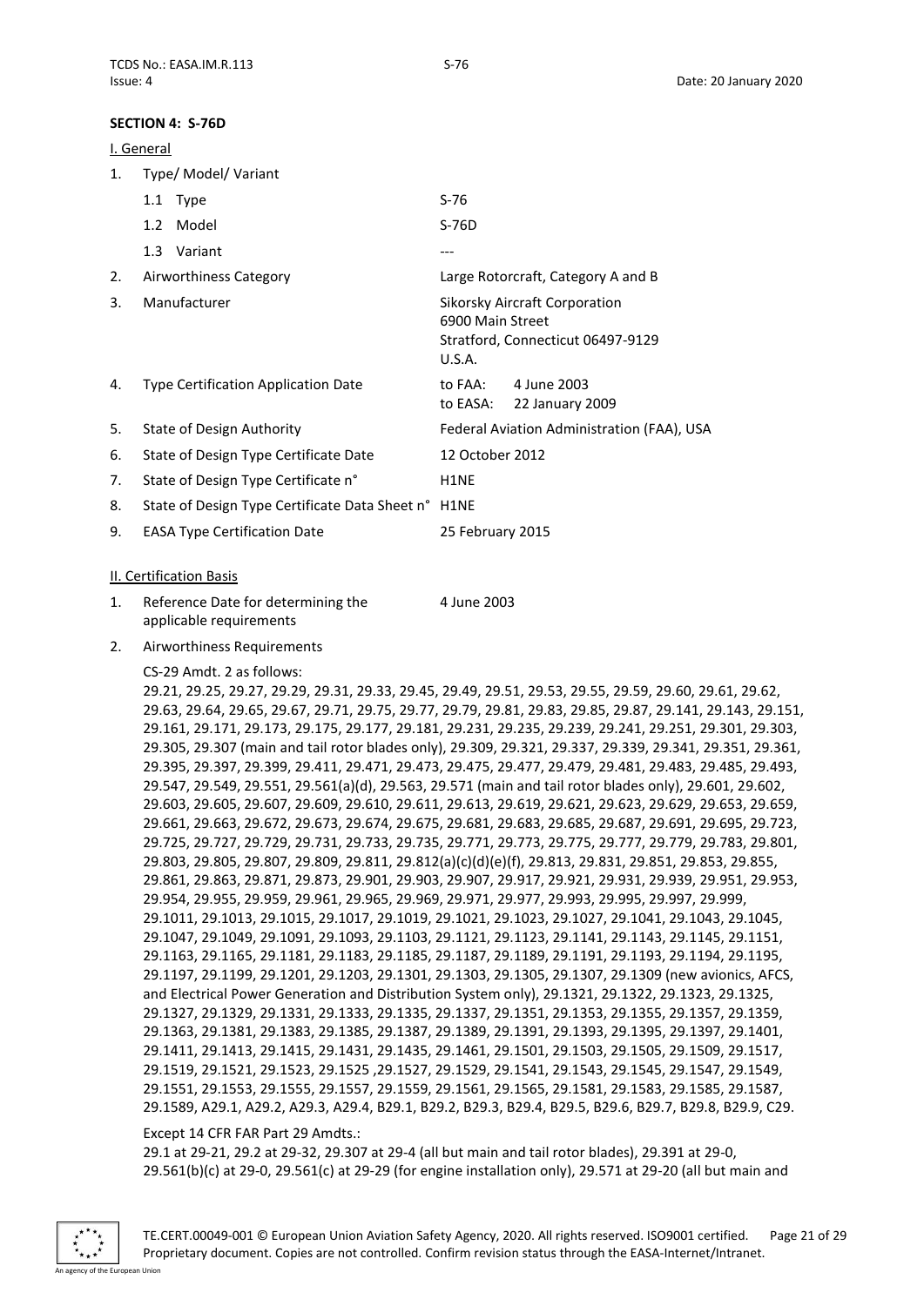## SECTION 4: S-76D

### I. General

1. Type/ Model/ Variant
   - 1.1 Type: S-76
   - 1.2 Model: S-76D
   - 1.3 Variant: ---
2. Airworthiness Category: Large Rotorcraft, Category A and B
3. Manufacturer: Sikorsky Aircraft Corporation
   6900 Main Street
   Stratford, Connecticut 06497-9129
   U.S.A.
4. Type Certification Application Date: to FAA: 4 June 2003
   to EASA: 22 January 2009
5. State of Design Authority: Federal Aviation Administration (FAA), USA
6. State of Design Type Certificate Date: 12 October 2012
7. State of Design Type Certificate n°: H1NE
8. State of Design Type Certificate Data Sheet n°: H1NE
9. EASA Type Certification Date: 25 February 2015

### II. Certification Basis

1. Reference Date for determining the applicable requirements: 4 June 2003
2. Airworthiness Requirements

   CS-29 Amdt. 2 as follows:
   29.21, 29.25, 29.27, 29.29, 29.31, 29.33, 29.45, 29.49, 29.51, 29.53, 29.55, 29.59, 29.60, 29.61, 29.62, 29.63, 29.64, 29.65, 29.67, 29.71, 29.75, 29.77, 29.79, 29.81, 29.83, 29.85, 29.87, 29.141, 29.143, 29.151, 29.161, 29.171, 29.173, 29.175, 29.177, 29.181, 29.231, 29.235, 29.239, 29.241, 29.251, 29.301, 29.303, 29.305, 29.307 (main and tail rotor blades only), 29.309, 29.321, 29.337, 29.339, 29.341, 29.351, 29.361, 29.395, 29.397, 29.399, 29.411, 29.471, 29.473, 29.475, 29.477, 29.479, 29.481, 29.483, 29.485, 29.493, 29.547, 29.549, 29.551, 29.561(a)(d), 29.563, 29.571 (main and tail rotor blades only), 29.601, 29.602, 29.603, 29.605, 29.607, 29.609, 29.610, 29.611, 29.613, 29.619, 29.621, 29.623, 29.629, 29.653, 29.659, 29.661, 29.663, 29.672, 29.673, 29.674, 29.675, 29.681, 29.683, 29.685, 29.687, 29.691, 29.695, 29.723, 29.725, 29.727, 29.729, 29.731, 29.733, 29.735, 29.771, 29.773, 29.775, 29.777, 29.779, 29.783, 29.801, 29.803, 29.805, 29.807, 29.809, 29.811, 29.812(a)(c)(d)(e)(f), 29.813, 29.831, 29.851, 29.853, 29.855, 29.861, 29.863, 29.871, 29.873, 29.901, 29.903, 29.907, 29.917, 29.921, 29.931, 29.939, 29.951, 29.953, 29.954, 29.955, 29.959, 29.961, 29.965, 29.969, 29.971, 29.977, 29.993, 29.995, 29.997, 29.999, 29.1011, 29.1013, 29.1015, 29.1017, 29.1019, 29.1021, 29.1023, 29.1027, 29.1041, 29.1043, 29.1045, 29.1047, 29.1049, 29.1091, 29.1093, 29.1103, 29.1121, 29.1123, 29.1141, 29.1143, 29.1145, 29.1151, 29.1163, 29.1165, 29.1181, 29.1183, 29.1185, 29.1187, 29.1189, 29.1191, 29.1193, 29.1194, 29.1195, 29.1197, 29.1199, 29.1201, 29.1203, 29.1301, 29.1303, 29.1305, 29.1307, 29.1309 (new avionics, AFCS, and Electrical Power Generation and Distribution System only), 29.1321, 29.1322, 29.1323, 29.1325, 29.1327, 29.1329, 29.1331, 29.1333, 29.1335, 29.1337, 29.1351, 29.1353, 29.1355, 29.1357, 29.1359, 29.1363, 29.1381, 29.1383, 29.1385, 29.1387, 29.1389, 29.1391, 29.1393, 29.1395, 29.1397, 29.1401, 29.1411, 29.1413, 29.1415, 29.1431, 29.1435, 29.1461, 29.1501, 29.1503, 29.1505, 29.1509, 29.1517, 29.1519, 29.1521, 29.1523, 29.1525 ,29.1527, 29.1529, 29.1541, 29.1543, 29.1545, 29.1547, 29.1549, 29.1551, 29.1553, 29.1555, 29.1557, 29.1559, 29.1561, 29.1565, 29.1581, 29.1583, 29.1585, 29.1587, 29.1589, A29.1, A29.2, A29.3, A29.4, B29.1, B29.2, B29.3, B29.4, B29.5, B29.6, B29.7, B29.8, B29.9, C29.

   Except 14 CFR FAR Part 29 Amdts.:
   29.1 at 29-21, 29.2 at 29-32, 29.307 at 29-4 (all but main and tail rotor blades), 29.391 at 29-0, 29.561(b)(c) at 29-0, 29.561(c) at 29-29 (for engine installation only), 29.571 at 29-20 (all but main and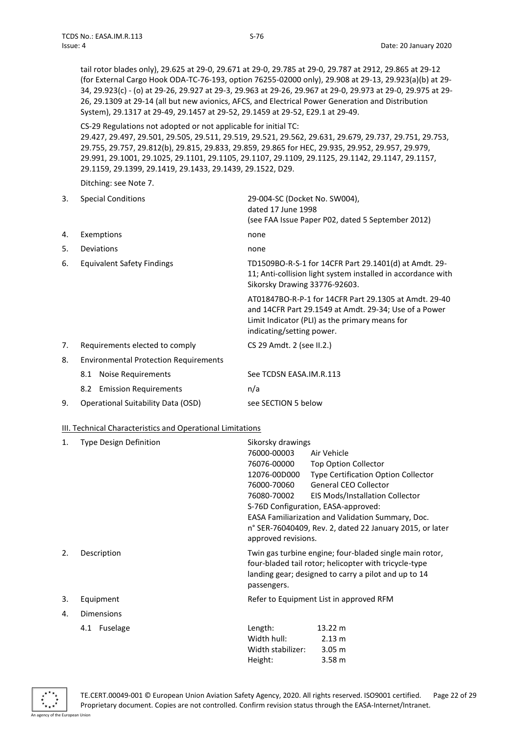tail rotor blades only), 29.625 at 29-0, 29.671 at 29-0, 29.785 at 29-0, 29.787 at 2912, 29.865 at 29-12 (for External Cargo Hook ODA-TC-76-193, option 76255-02000 only), 29.908 at 29-13, 29.923(a)(b) at 29-34, 29.923(c) - (o) at 29-26, 29.927 at 29-3, 29.963 at 29-26, 29.967 at 29-0, 29.973 at 29-0, 29.975 at 29-26, 29.1309 at 29-14 (all but new avionics, AFCS, and Electrical Power Generation and Distribution System), 29.1317 at 29-49, 29.1457 at 29-52, 29.1459 at 29-52, E29.1 at 29-49.

CS-29 Regulations not adopted or not applicable for initial TC:
29.427, 29.497, 29.501, 29.505, 29.511, 29.519, 29.521, 29.562, 29.631, 29.679, 29.737, 29.751, 29.753, 29.755, 29.757, 29.812(b), 29.815, 29.833, 29.859, 29.865 for HEC, 29.935, 29.952, 29.957, 29.979, 29.991, 29.1001, 29.1025, 29.1101, 29.1105, 29.1107, 29.1109, 29.1125, 29.1142, 29.1147, 29.1157, 29.1159, 29.1399, 29.1419, 29.1433, 29.1439, 29.1522, D29.

Ditching: see Note 7.

3. Special Conditions — 29-004-SC (Docket No. SW004), dated 17 June 1998 (see FAA Issue Paper P02, dated 5 September 2012)

4. Exemptions — none

5. Deviations — none

6. Equivalent Safety Findings — TD1509BO-R-S-1 for 14CFR Part 29.1401(d) at Amdt. 29-11; Anti-collision light system installed in accordance with Sikorsky Drawing 33776-92603.

   AT01847BO-R-P-1 for 14CFR Part 29.1305 at Amdt. 29-40 and 14CFR Part 29.1549 at Amdt. 29-34; Use of a Power Limit Indicator (PLI) as the primary means for indicating/setting power.

7. Requirements elected to comply — CS 29 Amdt. 2 (see II.2.)

8. Environmental Protection Requirements
   - 8.1 Noise Requirements — See TCDSN EASA.IM.R.113
   - 8.2 Emission Requirements — n/a

9. Operational Suitability Data (OSD) — see SECTION 5 below

## III. Technical Characteristics and Operational Limitations

1. Type Design Definition — Sikorsky drawings

| | |
|---|---|
| 76000-00003 | Air Vehicle |
| 76076-00000 | Top Option Collector |
| 12076-00D000 | Type Certification Option Collector |
| 76000-70060 | General CEO Collector |
| 76080-70002 | EIS Mods/Installation Collector |

S-76D Configuration, EASA-approved:
EASA Familiarization and Validation Summary, Doc. n° SER-76040409, Rev. 2, dated 22 January 2015, or later approved revisions.

2. Description — Twin gas turbine engine; four-bladed single main rotor, four-bladed tail rotor; helicopter with tricycle-type landing gear; designed to carry a pilot and up to 14 passengers.

3. Equipment — Refer to Equipment List in approved RFM

4. Dimensions
   - 4.1 Fuselage

| | |
|---|---|
| Length: | 13.22 m |
| Width hull: | 2.13 m |
| Width stabilizer: | 3.05 m |
| Height: | 3.58 m |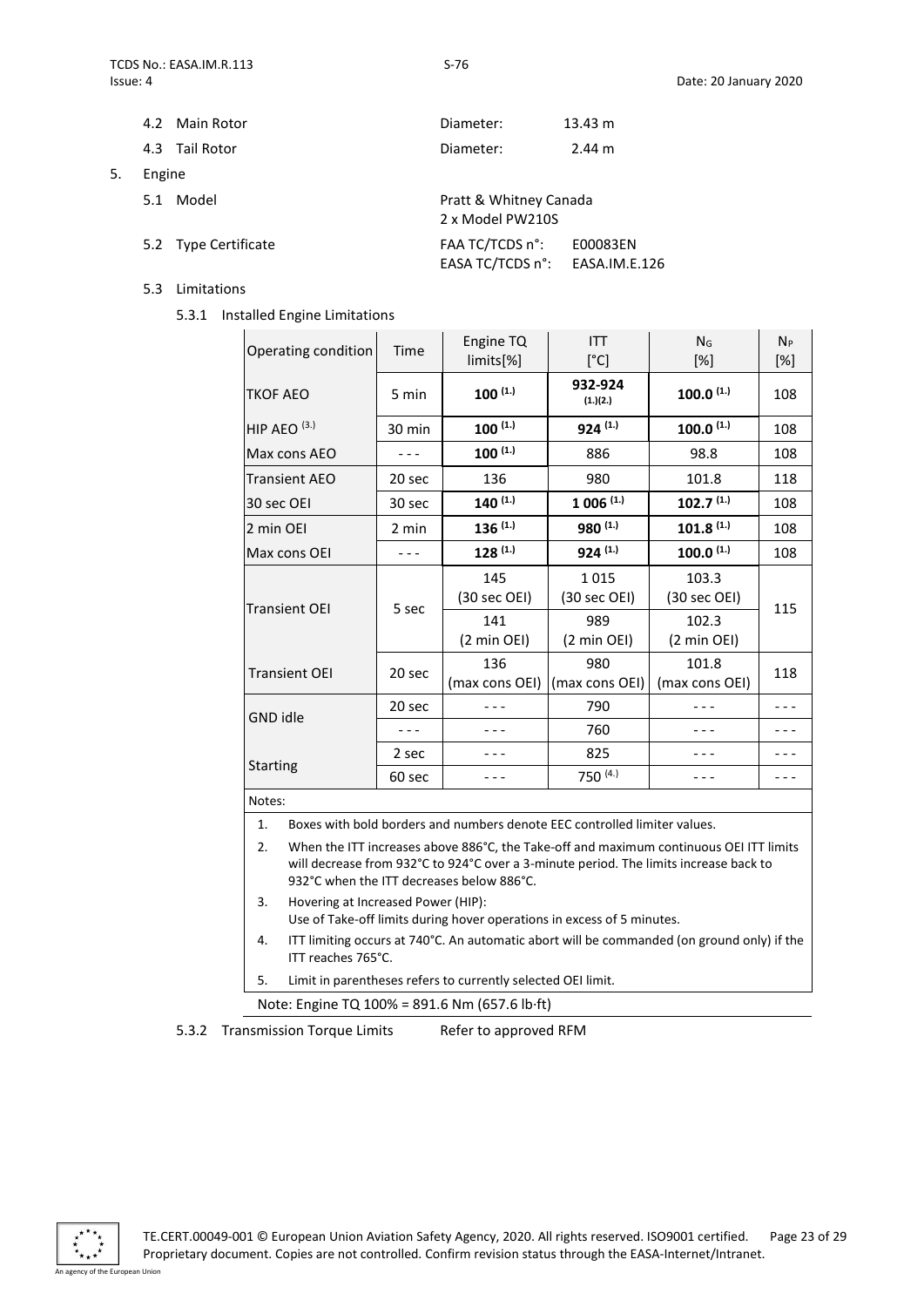4.2 Main Rotor — Diameter: 13.43 m

4.3 Tail Rotor — Diameter: 2.44 m

5. Engine

5.1 Model — Pratt & Whitney Canada 2 x Model PW210S

5.2 Type Certificate — FAA TC/TCDS n°: E00083EN; EASA TC/TCDS n°: EASA.IM.E.126

5.3 Limitations

5.3.1 Installed Engine Limitations

| Operating condition | Time | Engine TQ limits[%] | ITT [°C] | $N_G$ [%] | $N_P$ [%] |
|---|---|---|---|---|---|
| TKOF AEO | 5 min | **100** (1.) | **932-924** (1.)(2.) | **100.0** (1.) | 108 |
| HIP AEO (3.) | 30 min | **100** (1.) | **924** (1.) | **100.0** (1.) | 108 |
| Max cons AEO | - - - | **100** (1.) | 886 | 98.8 | 108 |
| Transient AEO | 20 sec | 136 | 980 | 101.8 | 118 |
| 30 sec OEI | 30 sec | **140** (1.) | **1 006** (1.) | **102.7** (1.) | 108 |
| 2 min OEI | 2 min | **136** (1.) | **980** (1.) | **101.8** (1.) | 108 |
| Max cons OEI | - - - | **128** (1.) | **924** (1.) | **100.0** (1.) | 108 |
| Transient OEI | 5 sec | 145 (30 sec OEI) | 1 015 (30 sec OEI) | 103.3 (30 sec OEI) | 115 |
| | | 141 (2 min OEI) | 989 (2 min OEI) | 102.3 (2 min OEI) | |
| Transient OEI | 20 sec | 136 (max cons OEI) | 980 (max cons OEI) | 101.8 (max cons OEI) | 118 |
| GND idle | 20 sec | - - - | 790 | - - - | - - - |
| | - - - | - - - | 760 | - - - | - - - |
| Starting | 2 sec | - - - | 825 | - - - | - - - |
| | 60 sec | - - - | 750 (4.) | - - - | - - - |

Notes:

1. Boxes with bold borders and numbers denote EEC controlled limiter values.
2. When the ITT increases above 886°C, the Take-off and maximum continuous OEI ITT limits will decrease from 932°C to 924°C over a 3-minute period. The limits increase back to 932°C when the ITT decreases below 886°C.
3. Hovering at Increased Power (HIP): Use of Take-off limits during hover operations in excess of 5 minutes.
4. ITT limiting occurs at 740°C. An automatic abort will be commanded (on ground only) if the ITT reaches 765°C.
5. Limit in parentheses refers to currently selected OEI limit.

Note: Engine TQ 100% = 891.6 Nm (657.6 lb·ft)

5.3.2 Transmission Torque Limits — Refer to approved RFM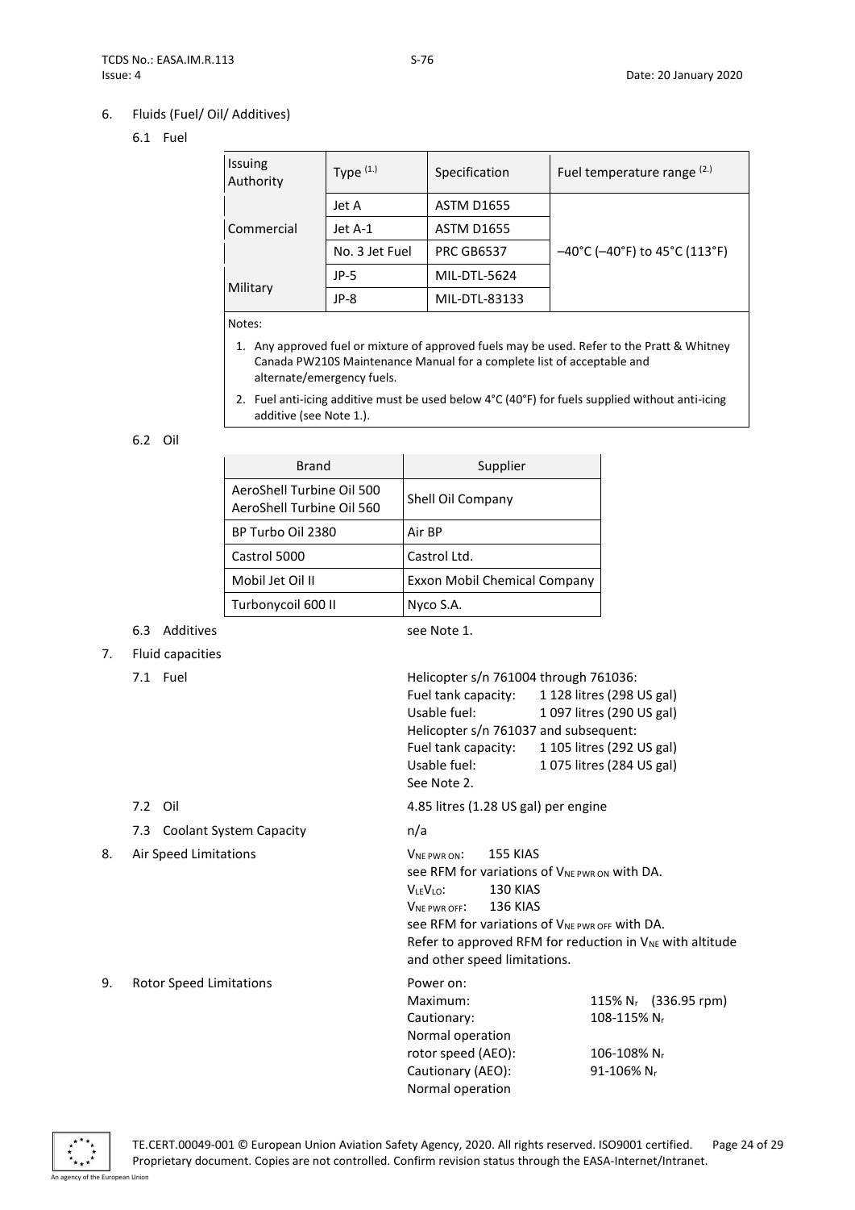## 6. Fluids (Fuel/ Oil/ Additives)

### 6.1 Fuel

| Issuing Authority | Type (1.) | Specification | Fuel temperature range (2.) |
|---|---|---|---|
| Commercial | Jet A | ASTM D1655 | –40°C (–40°F) to 45°C (113°F) |
| | Jet A-1 | ASTM D1655 | |
| | No. 3 Jet Fuel | PRC GB6537 | |
| Military | JP-5 | MIL-DTL-5624 | |
| | JP-8 | MIL-DTL-83133 | |

Notes:

1. Any approved fuel or mixture of approved fuels may be used. Refer to the Pratt & Whitney Canada PW210S Maintenance Manual for a complete list of acceptable and alternate/emergency fuels.
2. Fuel anti-icing additive must be used below 4°C (40°F) for fuels supplied without anti-icing additive (see Note 1.).

### 6.2 Oil

| Brand | Supplier |
|---|---|
| AeroShell Turbine Oil 500<br>AeroShell Turbine Oil 560 | Shell Oil Company |
| BP Turbo Oil 2380 | Air BP |
| Castrol 5000 | Castrol Ltd. |
| Mobil Jet Oil II | Exxon Mobil Chemical Company |
| Turbonycoil 600 II | Nyco S.A. |

### 6.3 Additives

see Note 1.

## 7. Fluid capacities

### 7.1 Fuel

Helicopter s/n 761004 through 761036:
Fuel tank capacity: 1 128 litres (298 US gal)
Usable fuel: 1 097 litres (290 US gal)
Helicopter s/n 761037 and subsequent:
Fuel tank capacity: 1 105 litres (292 US gal)
Usable fuel: 1 075 litres (284 US gal)
See Note 2.

### 7.2 Oil

4.85 litres (1.28 US gal) per engine

### 7.3 Coolant System Capacity

n/a

## 8. Air Speed Limitations

$V_{NE\ PWR\ ON}$: 155 KIAS
see RFM for variations of $V_{NE\ PWR\ ON}$ with DA.
$V_{LE}V_{LO}$: 130 KIAS
$V_{NE\ PWR\ OFF}$: 136 KIAS
see RFM for variations of $V_{NE\ PWR\ OFF}$ with DA.
Refer to approved RFM for reduction in $V_{NE}$ with altitude and other speed limitations.

## 9. Rotor Speed Limitations

Power on:

| | |
|---|---|
| Maximum: | 115% $N_r$ (336.95 rpm) |
| Cautionary: | 108-115% $N_r$ |
| Normal operation rotor speed (AEO): | 106-108% $N_r$ |
| Cautionary (AEO): | 91-106% $N_r$ |

Normal operation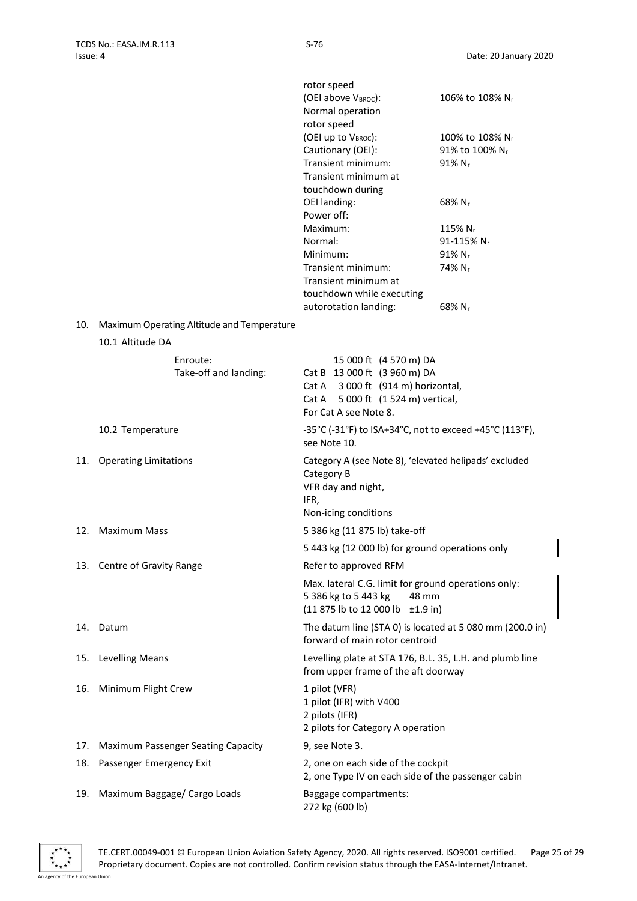| | |
|---|---|
| rotor speed (OEI above $V_{BROC}$): | 106% to 108% $N_r$ |
| Normal operation rotor speed (OEI up to $V_{BROC}$): | 100% to 108% $N_r$ |
| Cautionary (OEI): | 91% to 100% $N_r$ |
| Transient minimum: | 91% $N_r$ |
| Transient minimum at touchdown during OEI landing: | 68% $N_r$ |
| Power off: | |
| Maximum: | 115% $N_r$ |
| Normal: | 91-115% $N_r$ |
| Minimum: | 91% $N_r$ |
| Transient minimum: | 74% $N_r$ |
| Transient minimum at touchdown while executing autorotation landing: | 68% $N_r$ |

10. Maximum Operating Altitude and Temperature

10.1 Altitude DA

| | |
|---|---|
| Enroute: | 15 000 ft (4 570 m) DA |
| Take-off and landing: | Cat B 13 000 ft (3 960 m) DA<br>Cat A 3 000 ft (914 m) horizontal,<br>Cat A 5 000 ft (1 524 m) vertical,<br>For Cat A see Note 8. |

10.2 Temperature: -35°C (-31°F) to ISA+34°C, not to exceed +45°C (113°F), see Note 10.

| | |
|---|---|
| 11. Operating Limitations | Category A (see Note 8), 'elevated helipads' excluded<br>Category B<br>VFR day and night,<br>IFR,<br>Non-icing conditions |
| 12. Maximum Mass | 5 386 kg (11 875 lb) take-off<br>5 443 kg (12 000 lb) for ground operations only |
| 13. Centre of Gravity Range | Refer to approved RFM<br>Max. lateral C.G. limit for ground operations only:<br>5 386 kg to 5 443 kg 48 mm<br>(11 875 lb to 12 000 lb ±1.9 in) |
| 14. Datum | The datum line (STA 0) is located at 5 080 mm (200.0 in) forward of main rotor centroid |
| 15. Levelling Means | Levelling plate at STA 176, B.L. 35, L.H. and plumb line from upper frame of the aft doorway |
| 16. Minimum Flight Crew | 1 pilot (VFR)<br>1 pilot (IFR) with V400<br>2 pilots (IFR)<br>2 pilots for Category A operation |
| 17. Maximum Passenger Seating Capacity | 9, see Note 3. |
| 18. Passenger Emergency Exit | 2, one on each side of the cockpit<br>2, one Type IV on each side of the passenger cabin |
| 19. Maximum Baggage/ Cargo Loads | Baggage compartments:<br>272 kg (600 lb) |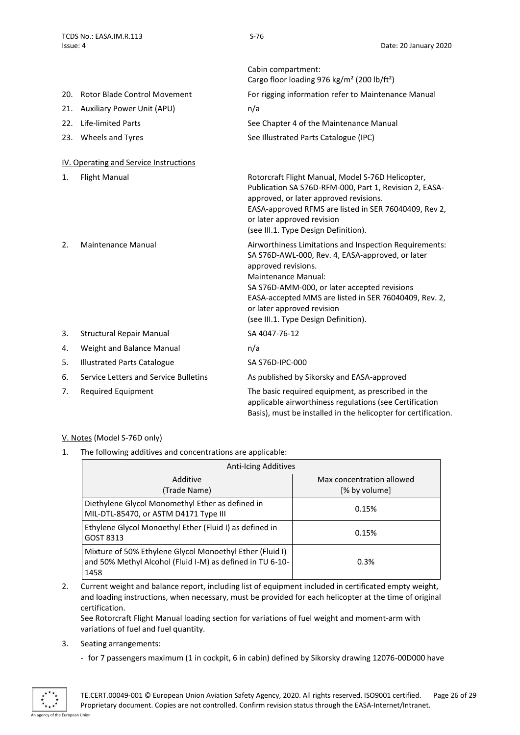| | | |
|---|---|---|
| | | Cabin compartment:<br>Cargo floor loading 976 kg/m² (200 lb/ft²) |
| 20. | Rotor Blade Control Movement | For rigging information refer to Maintenance Manual |
| 21. | Auxiliary Power Unit (APU) | n/a |
| 22. | Life-limited Parts | See Chapter 4 of the Maintenance Manual |
| 23. | Wheels and Tyres | See Illustrated Parts Catalogue (IPC) |

## IV. Operating and Service Instructions

| | | |
|---|---|---|
| 1. | Flight Manual | Rotorcraft Flight Manual, Model S-76D Helicopter, Publication SA S76D-RFM-000, Part 1, Revision 2, EASA-approved, or later approved revisions.<br>EASA-approved RFMS are listed in SER 76040409, Rev 2, or later approved revision<br>(see III.1. Type Design Definition). |
| 2. | Maintenance Manual | Airworthiness Limitations and Inspection Requirements: SA S76D-AWL-000, Rev. 4, EASA-approved, or later approved revisions.<br>Maintenance Manual:<br>SA S76D-AMM-000, or later accepted revisions<br>EASA-accepted MMS are listed in SER 76040409, Rev. 2, or later approved revision<br>(see III.1. Type Design Definition). |
| 3. | Structural Repair Manual | SA 4047-76-12 |
| 4. | Weight and Balance Manual | n/a |
| 5. | Illustrated Parts Catalogue | SA S76D-IPC-000 |
| 6. | Service Letters and Service Bulletins | As published by Sikorsky and EASA-approved |
| 7. | Required Equipment | The basic required equipment, as prescribed in the applicable airworthiness regulations (see Certification Basis), must be installed in the helicopter for certification. |

## V. Notes (Model S-76D only)

1. The following additives and concentrations are applicable:

| Anti-Icing Additives | |
|---|---|
| Additive<br>(Trade Name) | Max concentration allowed<br>[% by volume] |
| Diethylene Glycol Monomethyl Ether as defined in MIL-DTL-85470, or ASTM D4171 Type III | 0.15% |
| Ethylene Glycol Monoethyl Ether (Fluid I) as defined in GOST 8313 | 0.15% |
| Mixture of 50% Ethylene Glycol Monoethyl Ether (Fluid I) and 50% Methyl Alcohol (Fluid I-M) as defined in TU 6-10-1458 | 0.3% |

2. Current weight and balance report, including list of equipment included in certificated empty weight, and loading instructions, when necessary, must be provided for each helicopter at the time of original certification.
   See Rotorcraft Flight Manual loading section for variations of fuel weight and moment-arm with variations of fuel and fuel quantity.

3. Seating arrangements:

   - for 7 passengers maximum (1 in cockpit, 6 in cabin) defined by Sikorsky drawing 12076-00D000 have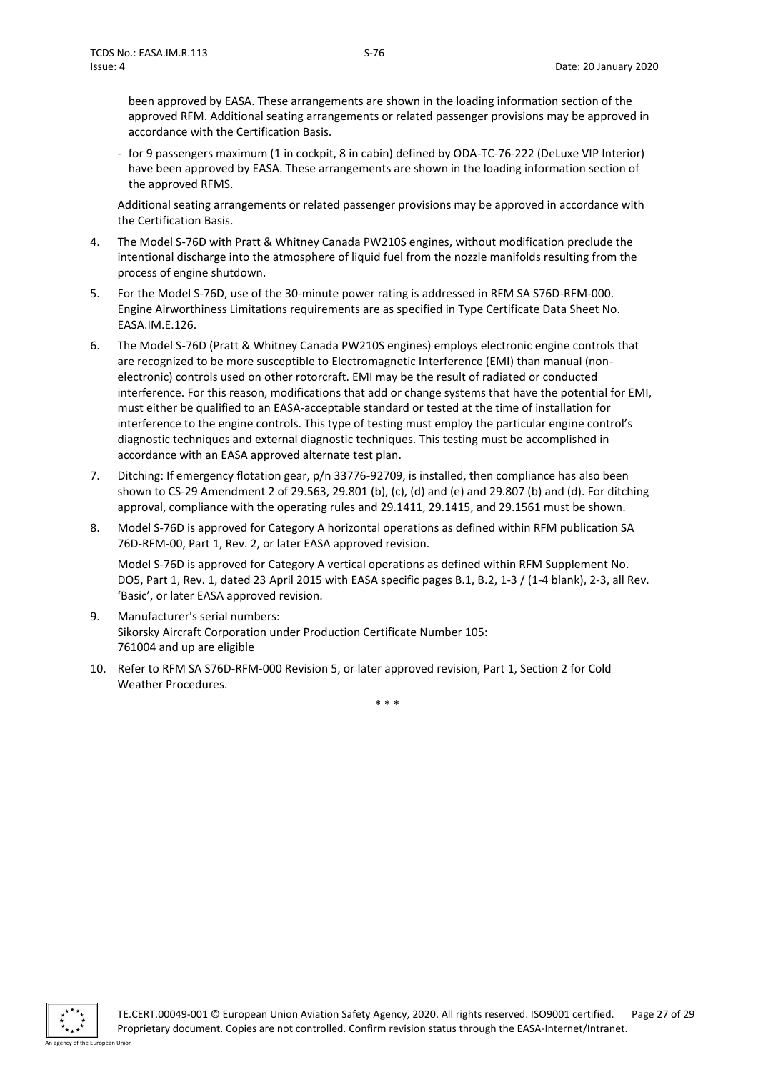been approved by EASA. These arrangements are shown in the loading information section of the approved RFM. Additional seating arrangements or related passenger provisions may be approved in accordance with the Certification Basis.

- for 9 passengers maximum (1 in cockpit, 8 in cabin) defined by ODA-TC-76-222 (DeLuxe VIP Interior) have been approved by EASA. These arrangements are shown in the loading information section of the approved RFMS.

Additional seating arrangements or related passenger provisions may be approved in accordance with the Certification Basis.

4. The Model S-76D with Pratt & Whitney Canada PW210S engines, without modification preclude the intentional discharge into the atmosphere of liquid fuel from the nozzle manifolds resulting from the process of engine shutdown.
5. For the Model S-76D, use of the 30-minute power rating is addressed in RFM SA S76D-RFM-000. Engine Airworthiness Limitations requirements are as specified in Type Certificate Data Sheet No. EASA.IM.E.126.
6. The Model S-76D (Pratt & Whitney Canada PW210S engines) employs electronic engine controls that are recognized to be more susceptible to Electromagnetic Interference (EMI) than manual (non-electronic) controls used on other rotorcraft. EMI may be the result of radiated or conducted interference. For this reason, modifications that add or change systems that have the potential for EMI, must either be qualified to an EASA-acceptable standard or tested at the time of installation for interference to the engine controls. This type of testing must employ the particular engine control's diagnostic techniques and external diagnostic techniques. This testing must be accomplished in accordance with an EASA approved alternate test plan.
7. Ditching: If emergency flotation gear, p/n 33776-92709, is installed, then compliance has also been shown to CS-29 Amendment 2 of 29.563, 29.801 (b), (c), (d) and (e) and 29.807 (b) and (d). For ditching approval, compliance with the operating rules and 29.1411, 29.1415, and 29.1561 must be shown.
8. Model S-76D is approved for Category A horizontal operations as defined within RFM publication SA 76D-RFM-00, Part 1, Rev. 2, or later EASA approved revision.

   Model S-76D is approved for Category A vertical operations as defined within RFM Supplement No. DO5, Part 1, Rev. 1, dated 23 April 2015 with EASA specific pages B.1, B.2, 1-3 / (1-4 blank), 2-3, all Rev. 'Basic', or later EASA approved revision.
9. Manufacturer's serial numbers:
   Sikorsky Aircraft Corporation under Production Certificate Number 105:
   761004 and up are eligible
10. Refer to RFM SA S76D-RFM-000 Revision 5, or later approved revision, Part 1, Section 2 for Cold Weather Procedures.

\* \* \*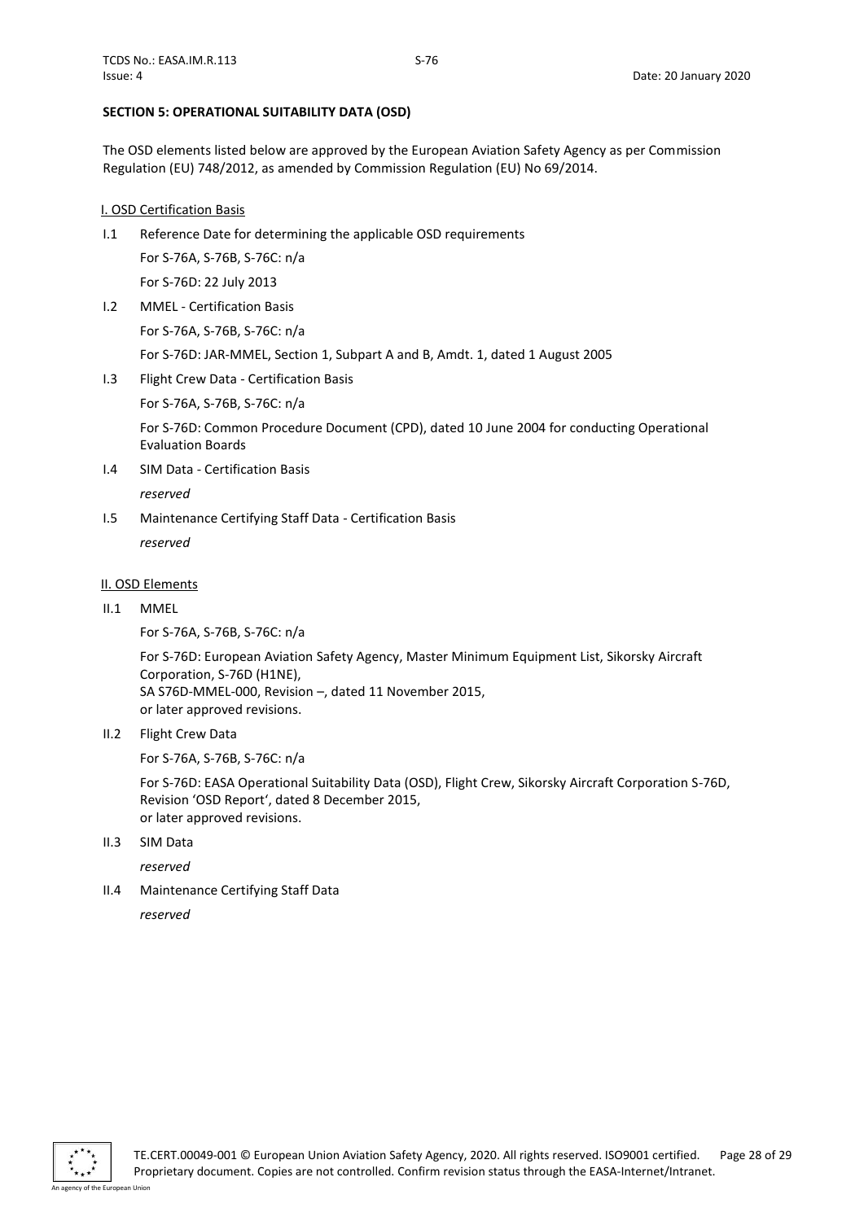**SECTION 5: OPERATIONAL SUITABILITY DATA (OSD)**

The OSD elements listed below are approved by the European Aviation Safety Agency as per Commission Regulation (EU) 748/2012, as amended by Commission Regulation (EU) No 69/2014.

I. OSD Certification Basis

I.1 Reference Date for determining the applicable OSD requirements

For S-76A, S-76B, S-76C: n/a

For S-76D: 22 July 2013

I.2 MMEL - Certification Basis

For S-76A, S-76B, S-76C: n/a

For S-76D: JAR-MMEL, Section 1, Subpart A and B, Amdt. 1, dated 1 August 2005

I.3 Flight Crew Data - Certification Basis

For S-76A, S-76B, S-76C: n/a

For S-76D: Common Procedure Document (CPD), dated 10 June 2004 for conducting Operational Evaluation Boards

I.4 SIM Data - Certification Basis

*reserved*

I.5 Maintenance Certifying Staff Data - Certification Basis

*reserved*

II. OSD Elements

II.1 MMEL

For S-76A, S-76B, S-76C: n/a

For S-76D: European Aviation Safety Agency, Master Minimum Equipment List, Sikorsky Aircraft Corporation, S-76D (H1NE),
SA S76D-MMEL-000, Revision –, dated 11 November 2015,
or later approved revisions.

II.2 Flight Crew Data

For S-76A, S-76B, S-76C: n/a

For S-76D: EASA Operational Suitability Data (OSD), Flight Crew, Sikorsky Aircraft Corporation S-76D, Revision 'OSD Report', dated 8 December 2015,
or later approved revisions.

II.3 SIM Data

*reserved*

II.4 Maintenance Certifying Staff Data

*reserved*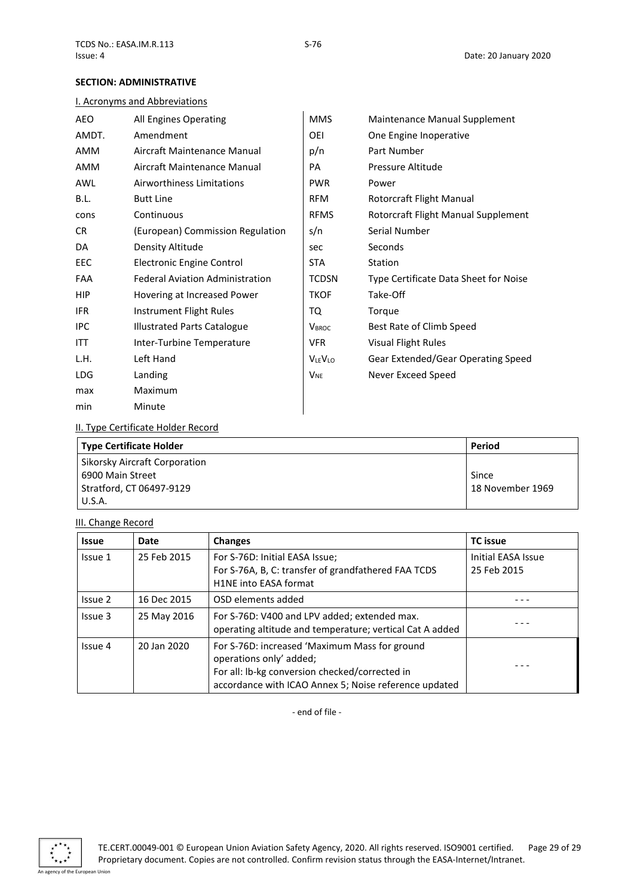**SECTION: ADMINISTRATIVE**

I. Acronyms and Abbreviations

| | | | |
|---|---|---|---|
| AEO | All Engines Operating | MMS | Maintenance Manual Supplement |
| AMDT. | Amendment | OEI | One Engine Inoperative |
| AMM | Aircraft Maintenance Manual | p/n | Part Number |
| AMM | Aircraft Maintenance Manual | PA | Pressure Altitude |
| AWL | Airworthiness Limitations | PWR | Power |
| B.L. | Butt Line | RFM | Rotorcraft Flight Manual |
| cons | Continuous | RFMS | Rotorcraft Flight Manual Supplement |
| CR | (European) Commission Regulation | s/n | Serial Number |
| DA | Density Altitude | sec | Seconds |
| EEC | Electronic Engine Control | STA | Station |
| FAA | Federal Aviation Administration | TCDSN | Type Certificate Data Sheet for Noise |
| HIP | Hovering at Increased Power | TKOF | Take-Off |
| IFR | Instrument Flight Rules | TQ | Torque |
| IPC | Illustrated Parts Catalogue | $V_{BROC}$ | Best Rate of Climb Speed |
| ITT | Inter-Turbine Temperature | VFR | Visual Flight Rules |
| L.H. | Left Hand | $V_{LE}V_{LO}$ | Gear Extended/Gear Operating Speed |
| LDG | Landing | $V_{NE}$ | Never Exceed Speed |
| max | Maximum | | |
| min | Minute | | |

II. Type Certificate Holder Record

| Type Certificate Holder | Period |
|---|---|
| Sikorsky Aircraft Corporation<br>6900 Main Street<br>Stratford, CT 06497-9129<br>U.S.A. | Since<br>18 November 1969 |

III. Change Record

| Issue | Date | Changes | TC issue |
|---|---|---|---|
| Issue 1 | 25 Feb 2015 | For S-76D: Initial EASA Issue;<br>For S-76A, B, C: transfer of grandfathered FAA TCDS H1NE into EASA format | Initial EASA Issue<br>25 Feb 2015 |
| Issue 2 | 16 Dec 2015 | OSD elements added | - - - |
| Issue 3 | 25 May 2016 | For S-76D: V400 and LPV added; extended max. operating altitude and temperature; vertical Cat A added | - - - |
| Issue 4 | 20 Jan 2020 | For S-76D: increased 'Maximum Mass for ground operations only' added;<br>For all: lb-kg conversion checked/corrected in accordance with ICAO Annex 5; Noise reference updated | - - - |

- end of file -